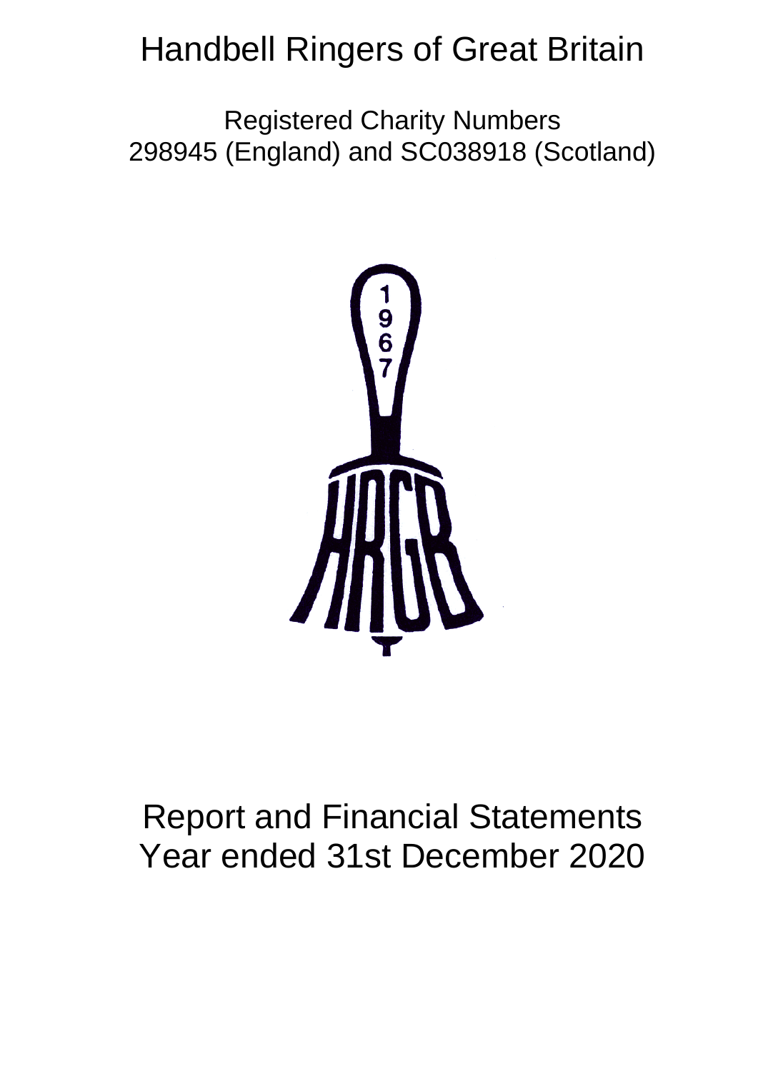# Handbell Ringers of Great Britain

Registered Charity Numbers
298945 (England) and SC038918 (Scotland)

# Report and Financial Statements
# Year ended 31st December 2020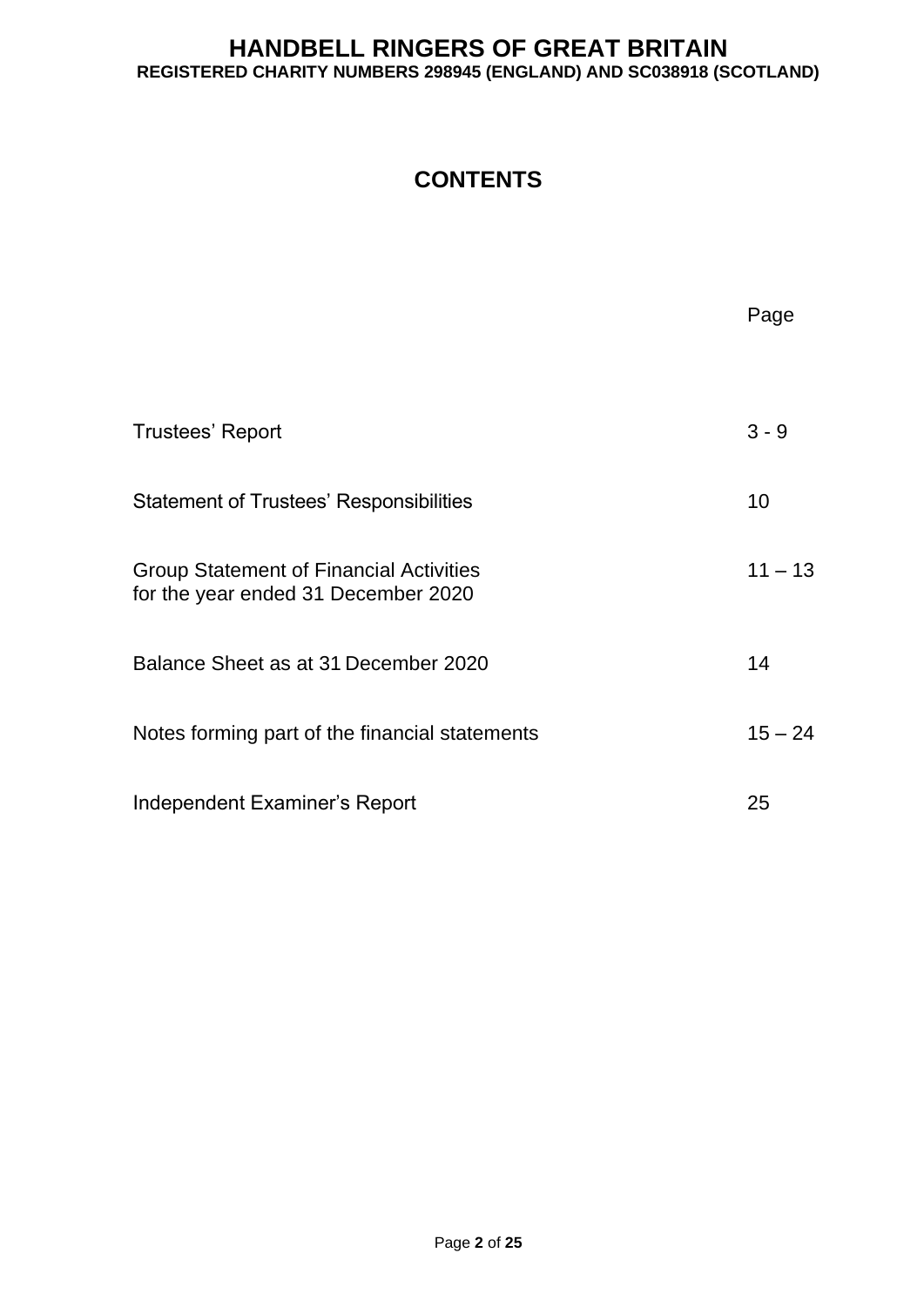# HANDBELL RINGERS OF GREAT BRITAIN

**REGISTERED CHARITY NUMBERS 298945 (ENGLAND) AND SC038918 (SCOTLAND)**

## CONTENTS

| | Page |
|---|---|
| Trustees' Report | 3 - 9 |
| Statement of Trustees' Responsibilities | 10 |
| Group Statement of Financial Activities for the year ended 31 December 2020 | 11 – 13 |
| Balance Sheet as at 31 December 2020 | 14 |
| Notes forming part of the financial statements | 15 – 24 |
| Independent Examiner's Report | 25 |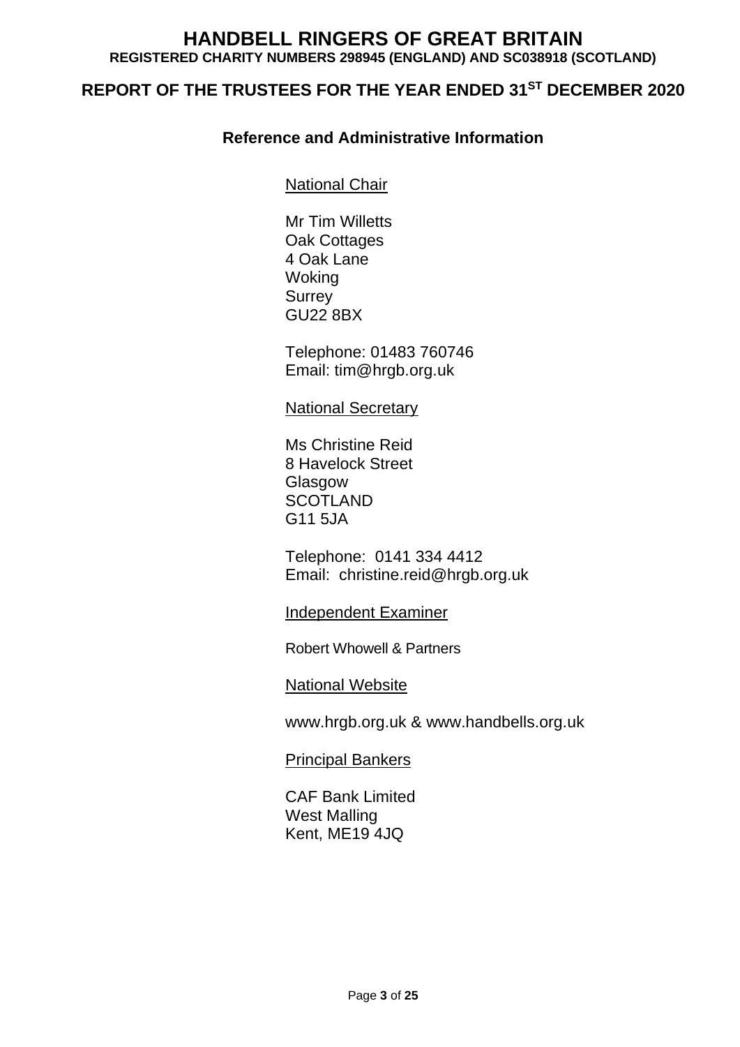# HANDBELL RINGERS OF GREAT BRITAIN

**REGISTERED CHARITY NUMBERS 298945 (ENGLAND) AND SC038918 (SCOTLAND)**

## REPORT OF THE TRUSTEES FOR THE YEAR ENDED 31ST DECEMBER 2020

### Reference and Administrative Information

National Chair

Mr Tim Willetts
Oak Cottages
4 Oak Lane
Woking
Surrey
GU22 8BX

Telephone: 01483 760746
Email: tim@hrgb.org.uk

National Secretary

Ms Christine Reid
8 Havelock Street
Glasgow
SCOTLAND
G11 5JA

Telephone: 0141 334 4412
Email: christine.reid@hrgb.org.uk

Independent Examiner

Robert Whowell & Partners

National Website

www.hrgb.org.uk & www.handbells.org.uk

Principal Bankers

CAF Bank Limited
West Malling
Kent, ME19 4JQ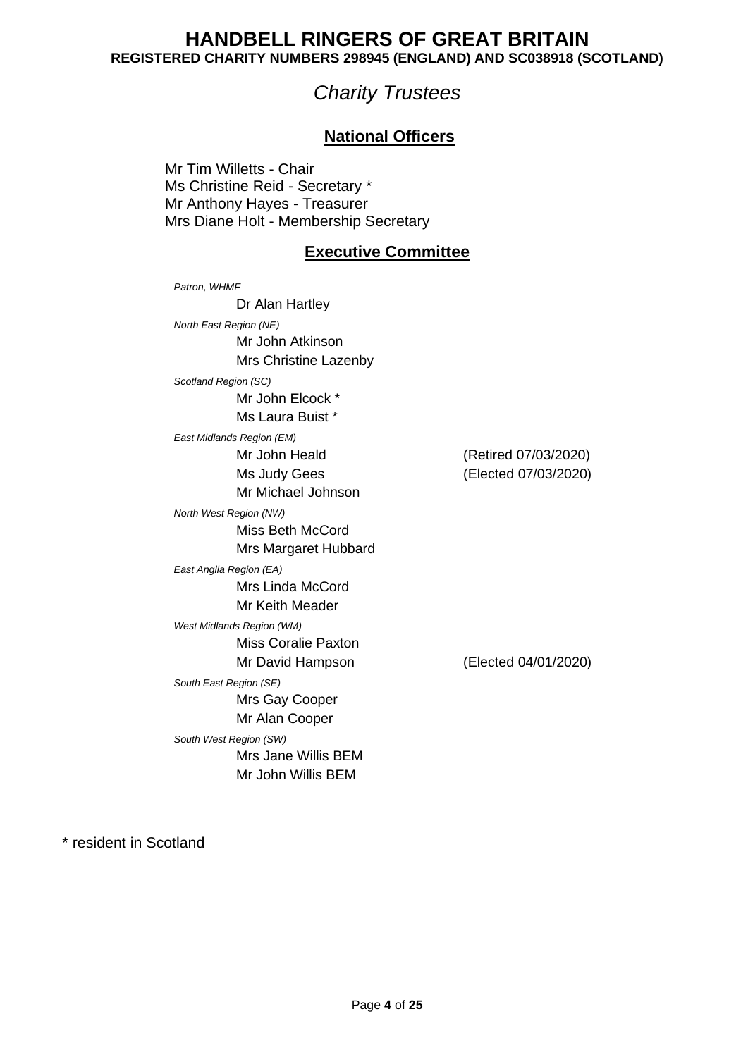# HANDBELL RINGERS OF GREAT BRITAIN

**REGISTERED CHARITY NUMBERS 298945 (ENGLAND) AND SC038918 (SCOTLAND)**

## *Charity Trustees*

### National Officers

Mr Tim Willetts - Chair
Ms Christine Reid - Secretary *
Mr Anthony Hayes - Treasurer
Mrs Diane Holt - Membership Secretary

### Executive Committee

*Patron, WHMF*

Dr Alan Hartley

*North East Region (NE)*

Mr John Atkinson
Mrs Christine Lazenby

*Scotland Region (SC)*

Mr John Elcock *
Ms Laura Buist *

*East Midlands Region (EM)*

Mr John Heald (Retired 07/03/2020)
Ms Judy Gees (Elected 07/03/2020)
Mr Michael Johnson

*North West Region (NW)*

Miss Beth McCord
Mrs Margaret Hubbard

*East Anglia Region (EA)*

Mrs Linda McCord
Mr Keith Meader

*West Midlands Region (WM)*

Miss Coralie Paxton
Mr David Hampson (Elected 04/01/2020)

*South East Region (SE)*

Mrs Gay Cooper
Mr Alan Cooper

*South West Region (SW)*

Mrs Jane Willis BEM
Mr John Willis BEM

* resident in Scotland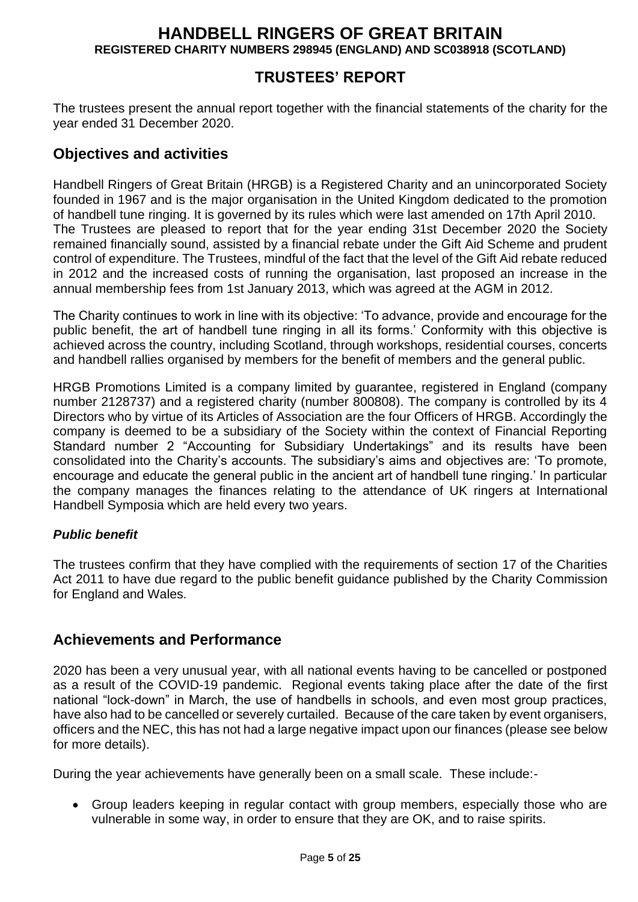# HANDBELL RINGERS OF GREAT BRITAIN

**REGISTERED CHARITY NUMBERS 298945 (ENGLAND) AND SC038918 (SCOTLAND)**

## TRUSTEES' REPORT

The trustees present the annual report together with the financial statements of the charity for the year ended 31 December 2020.

## Objectives and activities

Handbell Ringers of Great Britain (HRGB) is a Registered Charity and an unincorporated Society founded in 1967 and is the major organisation in the United Kingdom dedicated to the promotion of handbell tune ringing. It is governed by its rules which were last amended on 17th April 2010.
The Trustees are pleased to report that for the year ending 31st December 2020 the Society remained financially sound, assisted by a financial rebate under the Gift Aid Scheme and prudent control of expenditure. The Trustees, mindful of the fact that the level of the Gift Aid rebate reduced in 2012 and the increased costs of running the organisation, last proposed an increase in the annual membership fees from 1st January 2013, which was agreed at the AGM in 2012.

The Charity continues to work in line with its objective: 'To advance, provide and encourage for the public benefit, the art of handbell tune ringing in all its forms.' Conformity with this objective is achieved across the country, including Scotland, through workshops, residential courses, concerts and handbell rallies organised by members for the benefit of members and the general public.

HRGB Promotions Limited is a company limited by guarantee, registered in England (company number 2128737) and a registered charity (number 800808). The company is controlled by its 4 Directors who by virtue of its Articles of Association are the four Officers of HRGB. Accordingly the company is deemed to be a subsidiary of the Society within the context of Financial Reporting Standard number 2 "Accounting for Subsidiary Undertakings" and its results have been consolidated into the Charity's accounts. The subsidiary's aims and objectives are: 'To promote, encourage and educate the general public in the ancient art of handbell tune ringing.' In particular the company manages the finances relating to the attendance of UK ringers at International Handbell Symposia which are held every two years.

### *Public benefit*

The trustees confirm that they have complied with the requirements of section 17 of the Charities Act 2011 to have due regard to the public benefit guidance published by the Charity Commission for England and Wales.

## Achievements and Performance

2020 has been a very unusual year, with all national events having to be cancelled or postponed as a result of the COVID-19 pandemic. Regional events taking place after the date of the first national "lock-down" in March, the use of handbells in schools, and even most group practices, have also had to be cancelled or severely curtailed. Because of the care taken by event organisers, officers and the NEC, this has not had a large negative impact upon our finances (please see below for more details).

During the year achievements have generally been on a small scale. These include:-

- Group leaders keeping in regular contact with group members, especially those who are vulnerable in some way, in order to ensure that they are OK, and to raise spirits.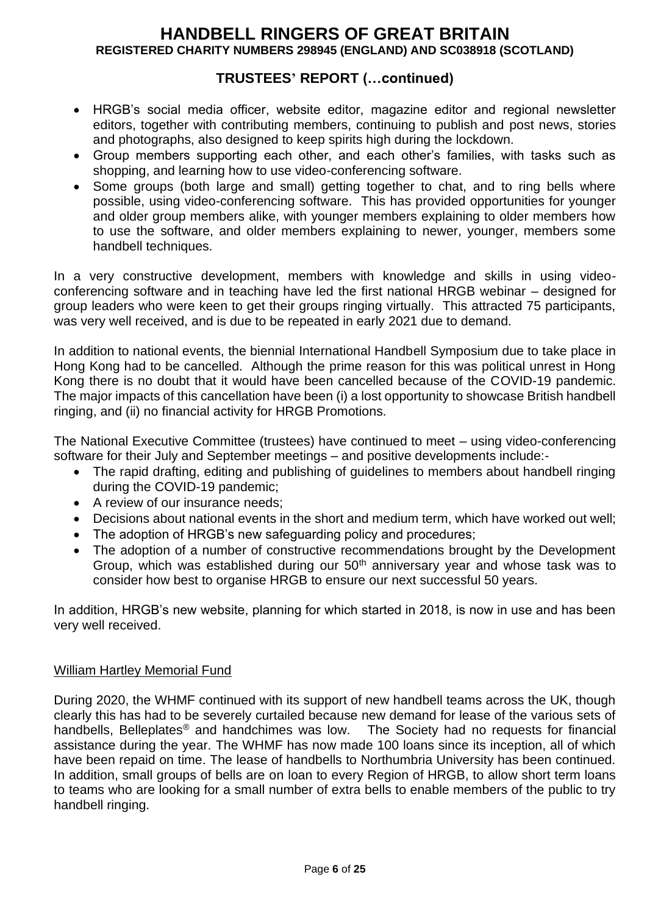- HRGB's social media officer, website editor, magazine editor and regional newsletter editors, together with contributing members, continuing to publish and post news, stories and photographs, also designed to keep spirits high during the lockdown.
- Group members supporting each other, and each other's families, with tasks such as shopping, and learning how to use video-conferencing software.
- Some groups (both large and small) getting together to chat, and to ring bells where possible, using video-conferencing software. This has provided opportunities for younger and older group members alike, with younger members explaining to older members how to use the software, and older members explaining to newer, younger, members some handbell techniques.

In a very constructive development, members with knowledge and skills in using video-conferencing software and in teaching have led the first national HRGB webinar – designed for group leaders who were keen to get their groups ringing virtually. This attracted 75 participants, was very well received, and is due to be repeated in early 2021 due to demand.

In addition to national events, the biennial International Handbell Symposium due to take place in Hong Kong had to be cancelled. Although the prime reason for this was political unrest in Hong Kong there is no doubt that it would have been cancelled because of the COVID-19 pandemic. The major impacts of this cancellation have been (i) a lost opportunity to showcase British handbell ringing, and (ii) no financial activity for HRGB Promotions.

The National Executive Committee (trustees) have continued to meet – using video-conferencing software for their July and September meetings – and positive developments include:-

- The rapid drafting, editing and publishing of guidelines to members about handbell ringing during the COVID-19 pandemic;
- A review of our insurance needs;
- Decisions about national events in the short and medium term, which have worked out well;
- The adoption of HRGB's new safeguarding policy and procedures;
- The adoption of a number of constructive recommendations brought by the Development Group, which was established during our 50th anniversary year and whose task was to consider how best to organise HRGB to ensure our next successful 50 years.

In addition, HRGB's new website, planning for which started in 2018, is now in use and has been very well received.

## William Hartley Memorial Fund

During 2020, the WHMF continued with its support of new handbell teams across the UK, though clearly this has had to be severely curtailed because new demand for lease of the various sets of handbells, Belleplates® and handchimes was low. The Society had no requests for financial assistance during the year. The WHMF has now made 100 loans since its inception, all of which have been repaid on time. The lease of handbells to Northumbria University has been continued. In addition, small groups of bells are on loan to every Region of HRGB, to allow short term loans to teams who are looking for a small number of extra bells to enable members of the public to try handbell ringing.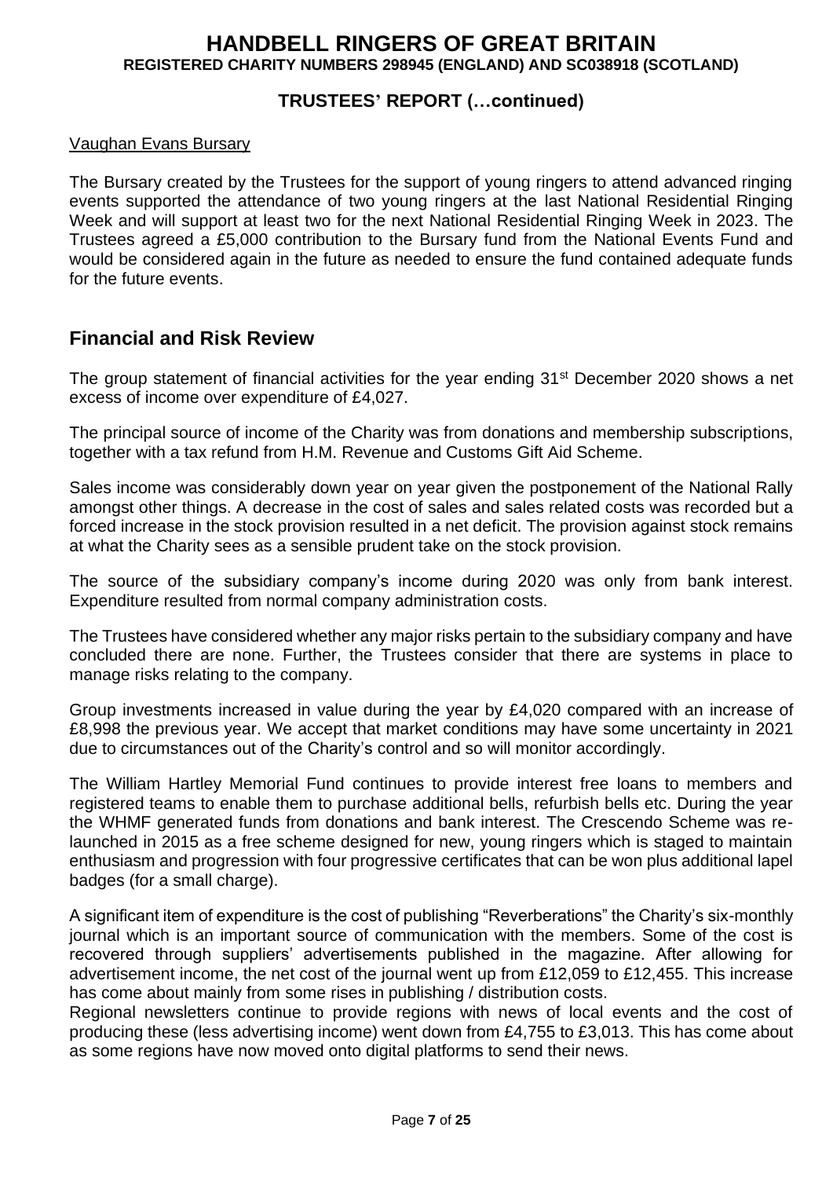Vaughan Evans Bursary

The Bursary created by the Trustees for the support of young ringers to attend advanced ringing events supported the attendance of two young ringers at the last National Residential Ringing Week and will support at least two for the next National Residential Ringing Week in 2023. The Trustees agreed a £5,000 contribution to the Bursary fund from the National Events Fund and would be considered again in the future as needed to ensure the fund contained adequate funds for the future events.

## Financial and Risk Review

The group statement of financial activities for the year ending 31st December 2020 shows a net excess of income over expenditure of £4,027.

The principal source of income of the Charity was from donations and membership subscriptions, together with a tax refund from H.M. Revenue and Customs Gift Aid Scheme.

Sales income was considerably down year on year given the postponement of the National Rally amongst other things. A decrease in the cost of sales and sales related costs was recorded but a forced increase in the stock provision resulted in a net deficit. The provision against stock remains at what the Charity sees as a sensible prudent take on the stock provision.

The source of the subsidiary company's income during 2020 was only from bank interest. Expenditure resulted from normal company administration costs.

The Trustees have considered whether any major risks pertain to the subsidiary company and have concluded there are none. Further, the Trustees consider that there are systems in place to manage risks relating to the company.

Group investments increased in value during the year by £4,020 compared with an increase of £8,998 the previous year. We accept that market conditions may have some uncertainty in 2021 due to circumstances out of the Charity's control and so will monitor accordingly.

The William Hartley Memorial Fund continues to provide interest free loans to members and registered teams to enable them to purchase additional bells, refurbish bells etc. During the year the WHMF generated funds from donations and bank interest. The Crescendo Scheme was re-launched in 2015 as a free scheme designed for new, young ringers which is staged to maintain enthusiasm and progression with four progressive certificates that can be won plus additional lapel badges (for a small charge).

A significant item of expenditure is the cost of publishing "Reverberations" the Charity's six-monthly journal which is an important source of communication with the members. Some of the cost is recovered through suppliers' advertisements published in the magazine. After allowing for advertisement income, the net cost of the journal went up from £12,059 to £12,455. This increase has come about mainly from some rises in publishing / distribution costs.

Regional newsletters continue to provide regions with news of local events and the cost of producing these (less advertising income) went down from £4,755 to £3,013. This has come about as some regions have now moved onto digital platforms to send their news.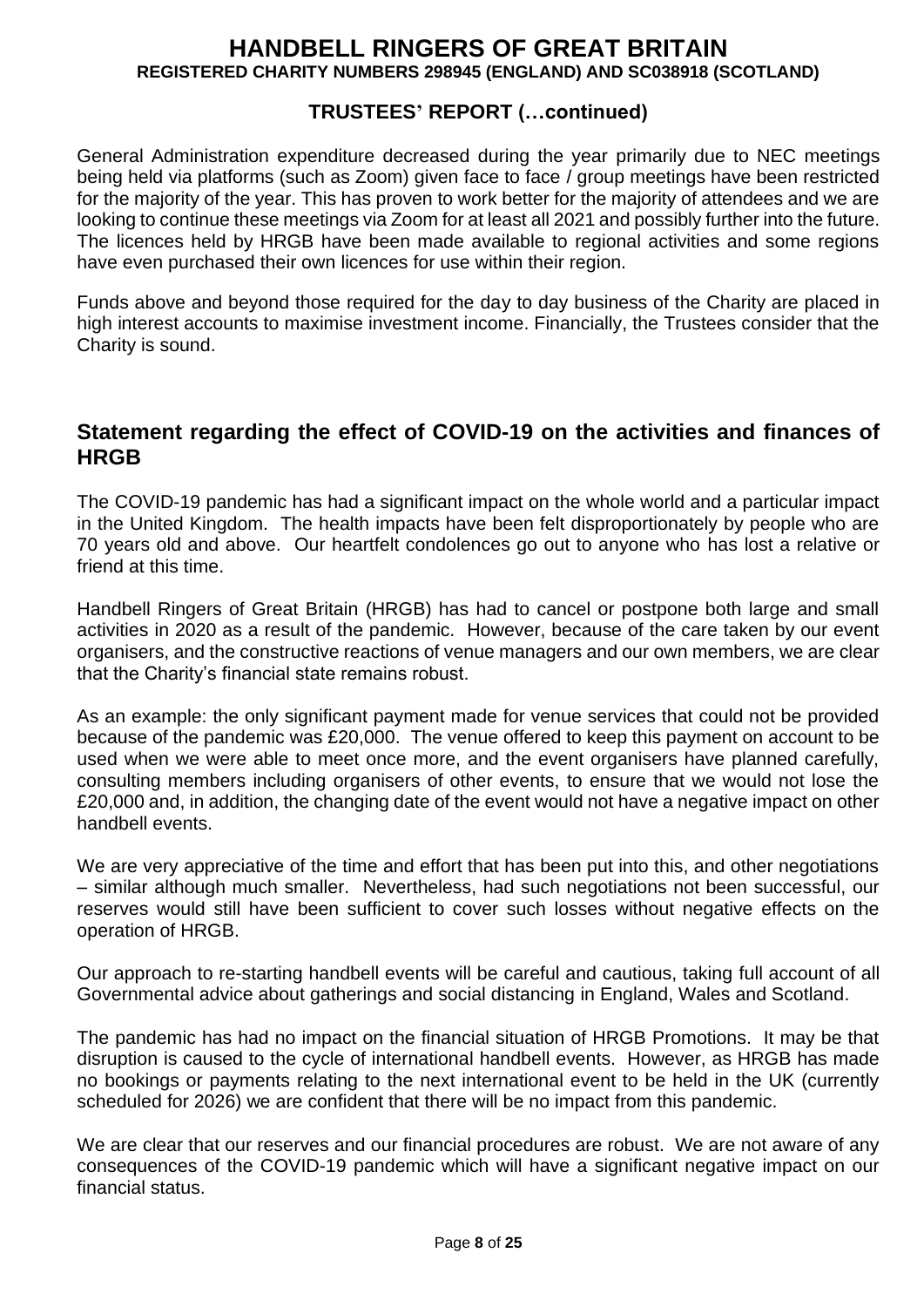General Administration expenditure decreased during the year primarily due to NEC meetings being held via platforms (such as Zoom) given face to face / group meetings have been restricted for the majority of the year. This has proven to work better for the majority of attendees and we are looking to continue these meetings via Zoom for at least all 2021 and possibly further into the future. The licences held by HRGB have been made available to regional activities and some regions have even purchased their own licences for use within their region.

Funds above and beyond those required for the day to day business of the Charity are placed in high interest accounts to maximise investment income. Financially, the Trustees consider that the Charity is sound.

## Statement regarding the effect of COVID-19 on the activities and finances of HRGB

The COVID-19 pandemic has had a significant impact on the whole world and a particular impact in the United Kingdom. The health impacts have been felt disproportionately by people who are 70 years old and above. Our heartfelt condolences go out to anyone who has lost a relative or friend at this time.

Handbell Ringers of Great Britain (HRGB) has had to cancel or postpone both large and small activities in 2020 as a result of the pandemic. However, because of the care taken by our event organisers, and the constructive reactions of venue managers and our own members, we are clear that the Charity's financial state remains robust.

As an example: the only significant payment made for venue services that could not be provided because of the pandemic was £20,000. The venue offered to keep this payment on account to be used when we were able to meet once more, and the event organisers have planned carefully, consulting members including organisers of other events, to ensure that we would not lose the £20,000 and, in addition, the changing date of the event would not have a negative impact on other handbell events.

We are very appreciative of the time and effort that has been put into this, and other negotiations – similar although much smaller. Nevertheless, had such negotiations not been successful, our reserves would still have been sufficient to cover such losses without negative effects on the operation of HRGB.

Our approach to re-starting handbell events will be careful and cautious, taking full account of all Governmental advice about gatherings and social distancing in England, Wales and Scotland.

The pandemic has had no impact on the financial situation of HRGB Promotions. It may be that disruption is caused to the cycle of international handbell events. However, as HRGB has made no bookings or payments relating to the next international event to be held in the UK (currently scheduled for 2026) we are confident that there will be no impact from this pandemic.

We are clear that our reserves and our financial procedures are robust. We are not aware of any consequences of the COVID-19 pandemic which will have a significant negative impact on our financial status.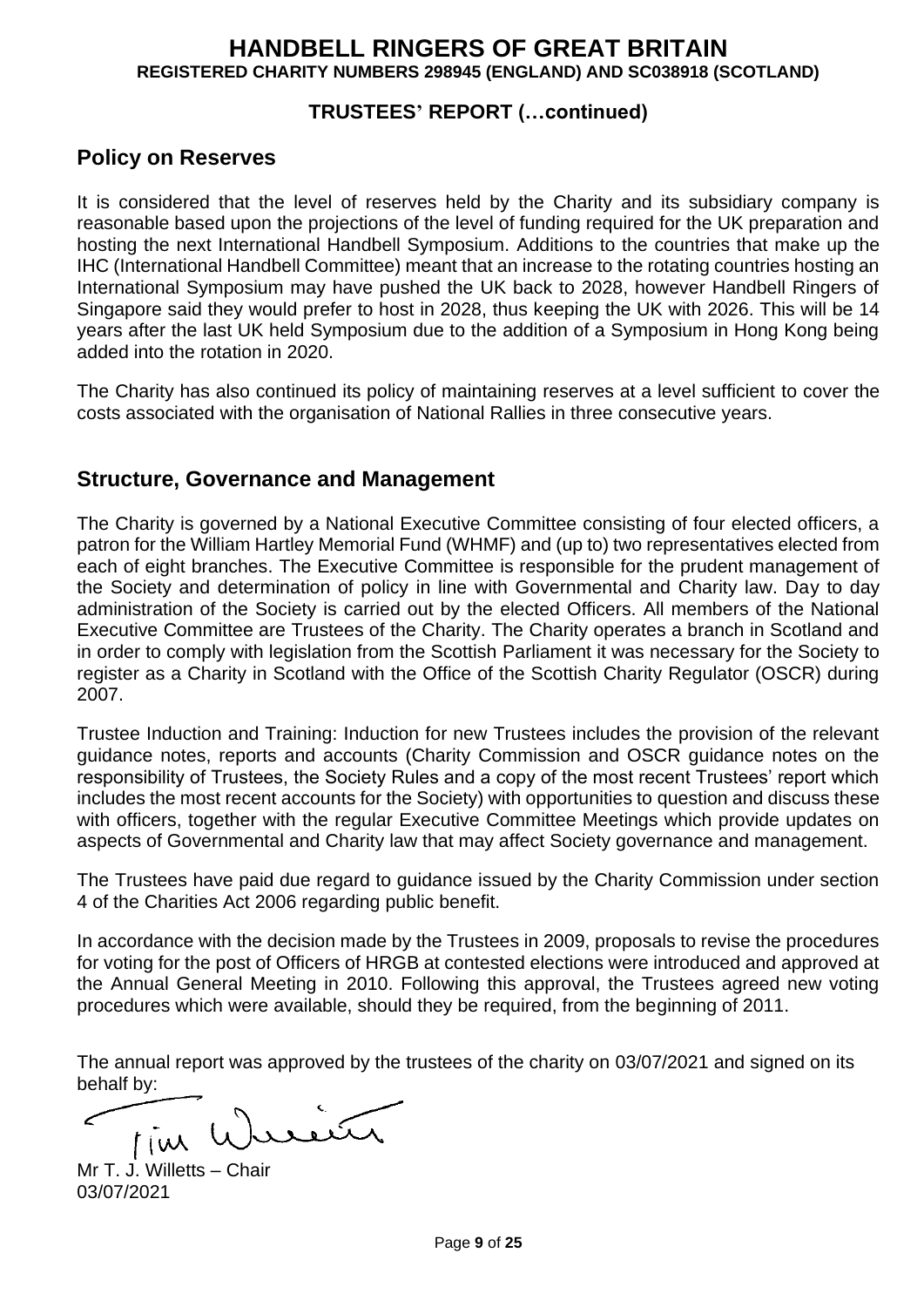# HANDBELL RINGERS OF GREAT BRITAIN

**REGISTERED CHARITY NUMBERS 298945 (ENGLAND) AND SC038918 (SCOTLAND)**

**TRUSTEES' REPORT (…continued)**

## Policy on Reserves

It is considered that the level of reserves held by the Charity and its subsidiary company is reasonable based upon the projections of the level of funding required for the UK preparation and hosting the next International Handbell Symposium. Additions to the countries that make up the IHC (International Handbell Committee) meant that an increase to the rotating countries hosting an International Symposium may have pushed the UK back to 2028, however Handbell Ringers of Singapore said they would prefer to host in 2028, thus keeping the UK with 2026. This will be 14 years after the last UK held Symposium due to the addition of a Symposium in Hong Kong being added into the rotation in 2020.

The Charity has also continued its policy of maintaining reserves at a level sufficient to cover the costs associated with the organisation of National Rallies in three consecutive years.

## Structure, Governance and Management

The Charity is governed by a National Executive Committee consisting of four elected officers, a patron for the William Hartley Memorial Fund (WHMF) and (up to) two representatives elected from each of eight branches. The Executive Committee is responsible for the prudent management of the Society and determination of policy in line with Governmental and Charity law. Day to day administration of the Society is carried out by the elected Officers. All members of the National Executive Committee are Trustees of the Charity. The Charity operates a branch in Scotland and in order to comply with legislation from the Scottish Parliament it was necessary for the Society to register as a Charity in Scotland with the Office of the Scottish Charity Regulator (OSCR) during 2007.

Trustee Induction and Training: Induction for new Trustees includes the provision of the relevant guidance notes, reports and accounts (Charity Commission and OSCR guidance notes on the responsibility of Trustees, the Society Rules and a copy of the most recent Trustees' report which includes the most recent accounts for the Society) with opportunities to question and discuss these with officers, together with the regular Executive Committee Meetings which provide updates on aspects of Governmental and Charity law that may affect Society governance and management.

The Trustees have paid due regard to guidance issued by the Charity Commission under section 4 of the Charities Act 2006 regarding public benefit.

In accordance with the decision made by the Trustees in 2009, proposals to revise the procedures for voting for the post of Officers of HRGB at contested elections were introduced and approved at the Annual General Meeting in 2010. Following this approval, the Trustees agreed new voting procedures which were available, should they be required, from the beginning of 2011.

The annual report was approved by the trustees of the charity on 03/07/2021 and signed on its behalf by:

Tim Willetts

Mr T. J. Willetts – Chair
03/07/2021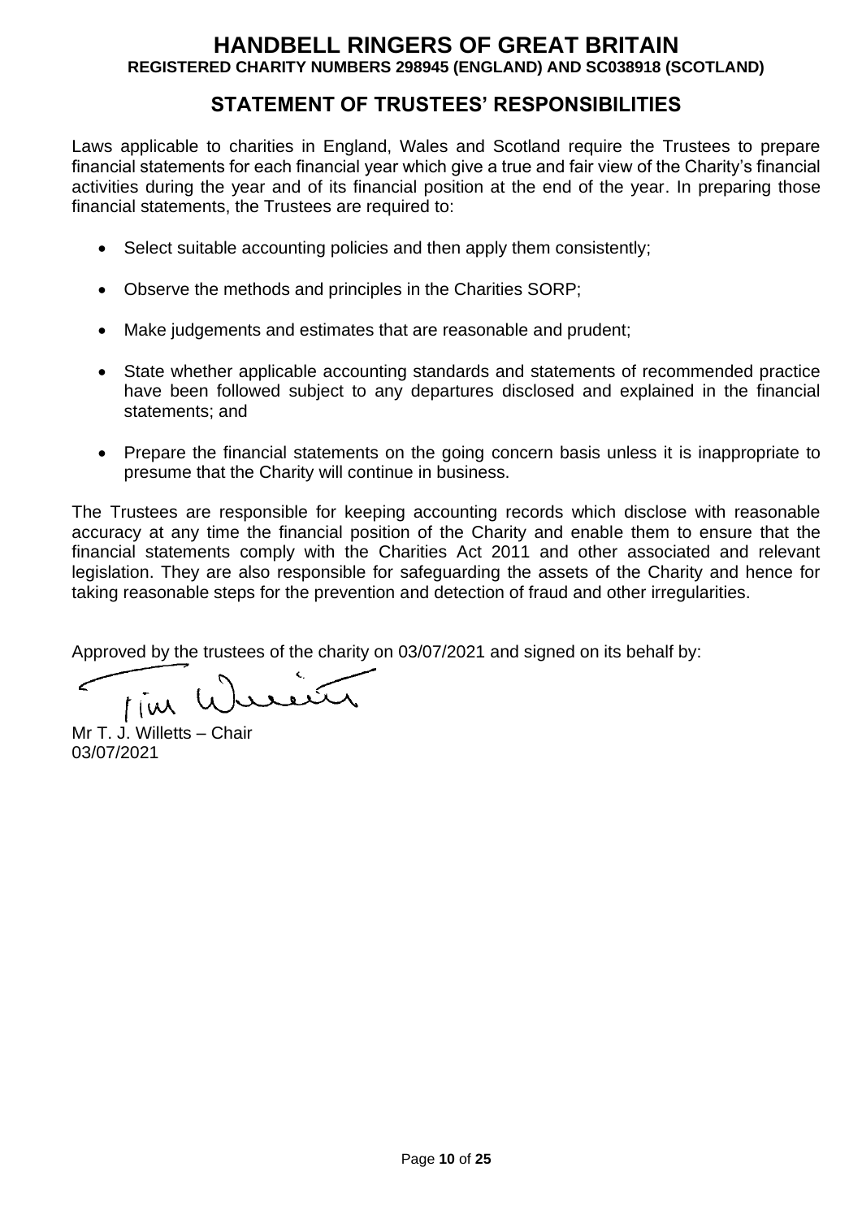# HANDBELL RINGERS OF GREAT BRITAIN

**REGISTERED CHARITY NUMBERS 298945 (ENGLAND) AND SC038918 (SCOTLAND)**

## STATEMENT OF TRUSTEES' RESPONSIBILITIES

Laws applicable to charities in England, Wales and Scotland require the Trustees to prepare financial statements for each financial year which give a true and fair view of the Charity's financial activities during the year and of its financial position at the end of the year. In preparing those financial statements, the Trustees are required to:

- Select suitable accounting policies and then apply them consistently;
- Observe the methods and principles in the Charities SORP;
- Make judgements and estimates that are reasonable and prudent;
- State whether applicable accounting standards and statements of recommended practice have been followed subject to any departures disclosed and explained in the financial statements; and
- Prepare the financial statements on the going concern basis unless it is inappropriate to presume that the Charity will continue in business.

The Trustees are responsible for keeping accounting records which disclose with reasonable accuracy at any time the financial position of the Charity and enable them to ensure that the financial statements comply with the Charities Act 2011 and other associated and relevant legislation. They are also responsible for safeguarding the assets of the Charity and hence for taking reasonable steps for the prevention and detection of fraud and other irregularities.

Approved by the trustees of the charity on 03/07/2021 and signed on its behalf by:

Mr T. J. Willetts – Chair
03/07/2021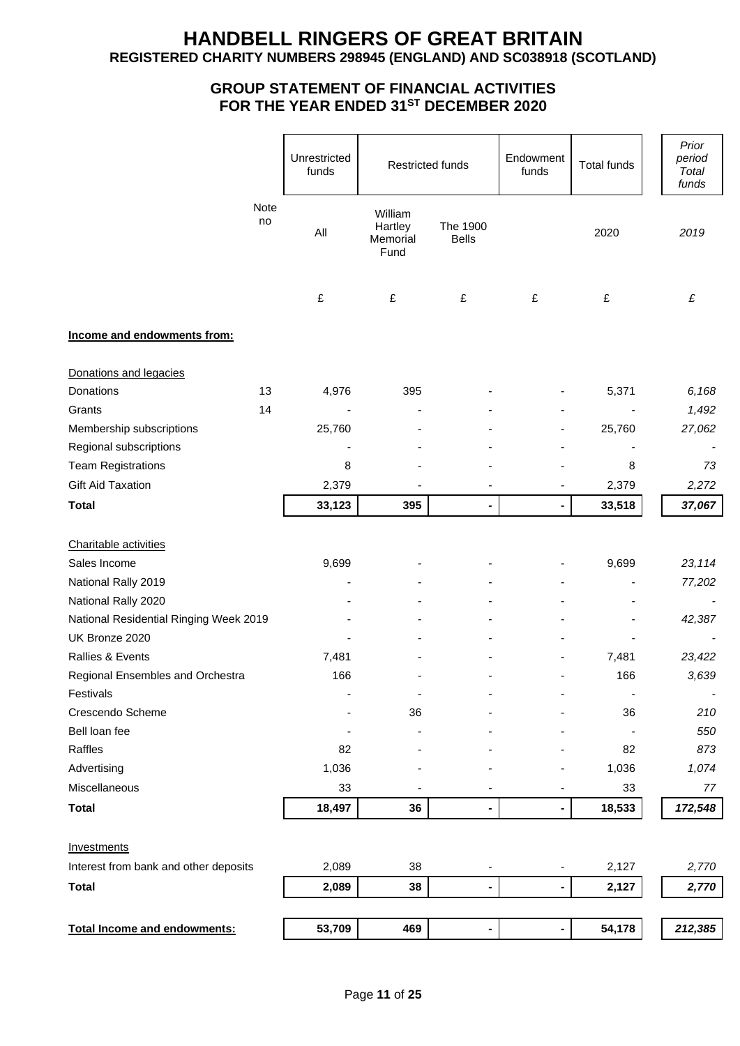# HANDBELL RINGERS OF GREAT BRITAIN

**REGISTERED CHARITY NUMBERS 298945 (ENGLAND) AND SC038918 (SCOTLAND)**

## GROUP STATEMENT OF FINANCIAL ACTIVITIES FOR THE YEAR ENDED 31ST DECEMBER 2020

| | Note no | Unrestricted funds | Restricted funds | | Endowment funds | Total funds | *Prior period Total funds* |
|---|---|---|---|---|---|---|---|
| | | All | William Hartley Memorial Fund | The 1900 Bells | | 2020 | *2019* |
| | | £ | £ | £ | £ | £ | *£* |
| **Income and endowments from:** | | | | | | | |
| Donations and legacies | | | | | | | |
| Donations | 13 | 4,976 | 395 | - | - | 5,371 | *6,168* |
| Grants | 14 | - | - | - | - | - | *1,492* |
| Membership subscriptions | | 25,760 | - | - | - | 25,760 | *27,062* |
| Regional subscriptions | | - | - | - | - | - | *-* |
| Team Registrations | | 8 | - | - | - | 8 | *73* |
| Gift Aid Taxation | | 2,379 | - | - | - | 2,379 | *2,272* |
| **Total** | | **33,123** | **395** | **-** | **-** | **33,518** | ***37,067*** |
| Charitable activities | | | | | | | |
| Sales Income | | 9,699 | - | - | - | 9,699 | *23,114* |
| National Rally 2019 | | - | - | - | - | - | *77,202* |
| National Rally 2020 | | - | - | - | - | - | *-* |
| National Residential Ringing Week 2019 | | - | - | - | - | - | *42,387* |
| UK Bronze 2020 | | - | - | - | - | - | *-* |
| Rallies & Events | | 7,481 | - | - | - | 7,481 | *23,422* |
| Regional Ensembles and Orchestra | | 166 | - | - | - | 166 | *3,639* |
| Festivals | | - | - | - | - | - | *-* |
| Crescendo Scheme | | - | 36 | - | - | 36 | *210* |
| Bell loan fee | | - | - | - | - | - | *550* |
| Raffles | | 82 | - | - | - | 82 | *873* |
| Advertising | | 1,036 | - | - | - | 1,036 | *1,074* |
| Miscellaneous | | 33 | - | - | - | 33 | *77* |
| **Total** | | **18,497** | **36** | **-** | **-** | **18,533** | ***172,548*** |
| Investments | | | | | | | |
| Interest from bank and other deposits | | 2,089 | 38 | - | - | 2,127 | *2,770* |
| **Total** | | **2,089** | **38** | **-** | **-** | **2,127** | ***2,770*** |
| **Total Income and endowments:** | | **53,709** | **469** | **-** | **-** | **54,178** | ***212,385*** |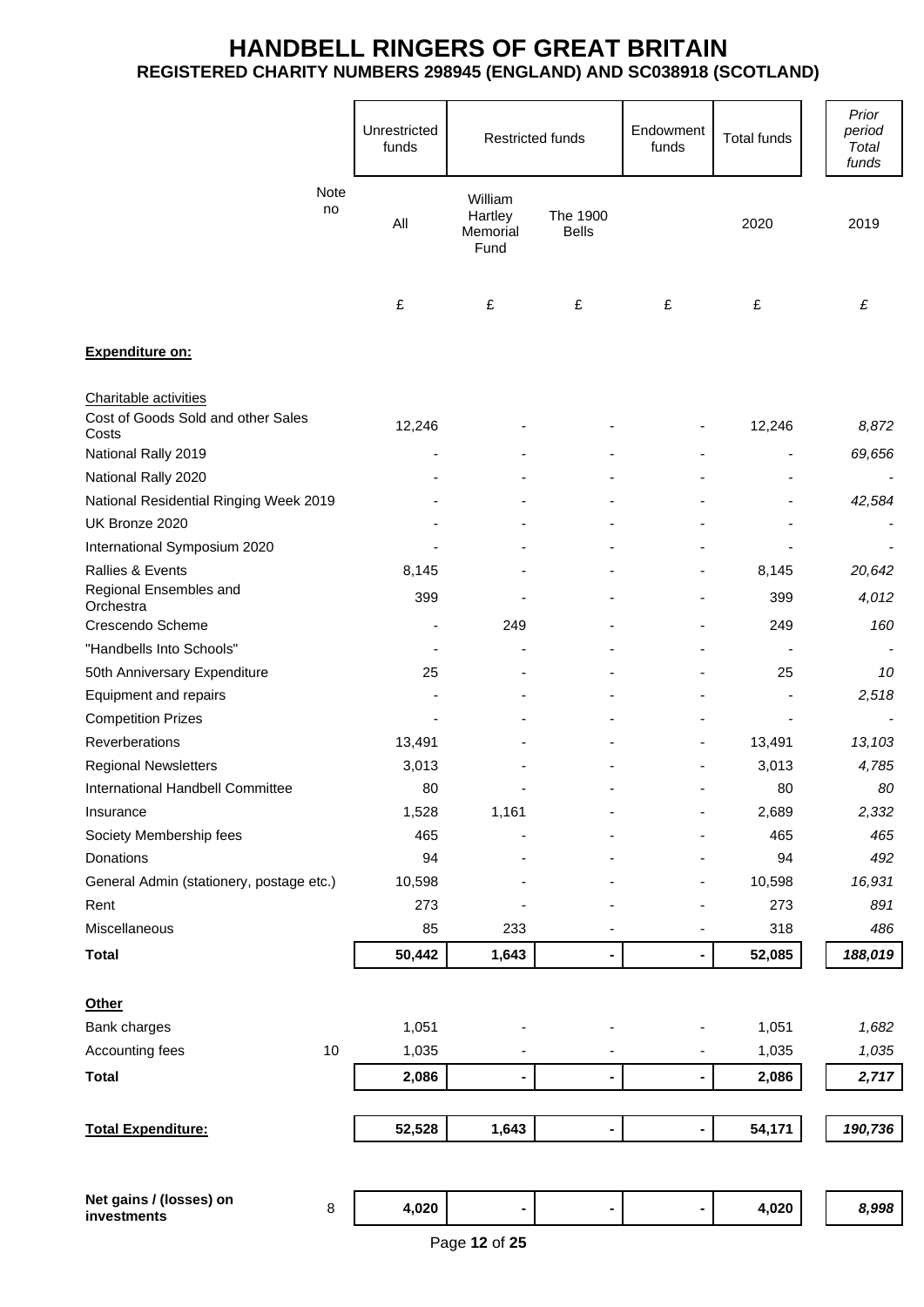# HANDBELL RINGERS OF GREAT BRITAIN
## REGISTERED CHARITY NUMBERS 298945 (ENGLAND) AND SC038918 (SCOTLAND)

| | Note no | Unrestricted funds | Restricted funds | | Endowment funds | Total funds | *Prior period Total funds* |
|---|---|---|---|---|---|---|---|
| | | All | William Hartley Memorial Fund | The 1900 Bells | | 2020 | 2019 |
| | | £ | £ | £ | £ | £ | *£* |
| **Expenditure on:** | | | | | | | |
| Charitable activities | | | | | | | |
| Cost of Goods Sold and other Sales Costs | | 12,246 | - | - | - | 12,246 | *8,872* |
| National Rally 2019 | | - | - | - | - | - | *69,656* |
| National Rally 2020 | | - | - | - | - | - | *-* |
| National Residential Ringing Week 2019 | | - | - | - | - | - | *42,584* |
| UK Bronze 2020 | | - | - | - | - | - | *-* |
| International Symposium 2020 | | - | - | - | - | - | *-* |
| Rallies & Events | | 8,145 | - | - | - | 8,145 | *20,642* |
| Regional Ensembles and Orchestra | | 399 | - | - | - | 399 | *4,012* |
| Crescendo Scheme | | - | 249 | - | - | 249 | *160* |
| "Handbells Into Schools" | | - | - | - | - | - | *-* |
| 50th Anniversary Expenditure | | 25 | - | - | - | 25 | *10* |
| Equipment and repairs | | - | - | - | - | - | *2,518* |
| Competition Prizes | | - | - | - | - | - | *-* |
| Reverberations | | 13,491 | - | - | - | 13,491 | *13,103* |
| Regional Newsletters | | 3,013 | - | - | - | 3,013 | *4,785* |
| International Handbell Committee | | 80 | - | - | - | 80 | *80* |
| Insurance | | 1,528 | 1,161 | - | - | 2,689 | *2,332* |
| Society Membership fees | | 465 | - | - | - | 465 | *465* |
| Donations | | 94 | - | - | - | 94 | *492* |
| General Admin (stationery, postage etc.) | | 10,598 | - | - | - | 10,598 | *16,931* |
| Rent | | 273 | - | - | - | 273 | *891* |
| Miscellaneous | | 85 | 233 | - | - | 318 | *486* |
| **Total** | | **50,442** | **1,643** | **-** | **-** | **52,085** | ***188,019*** |
| **Other** | | | | | | | |
| Bank charges | | 1,051 | - | - | - | 1,051 | *1,682* |
| Accounting fees | 10 | 1,035 | - | - | - | 1,035 | *1,035* |
| **Total** | | **2,086** | **-** | **-** | **-** | **2,086** | ***2,717*** |
| **Total Expenditure:** | | **52,528** | **1,643** | **-** | **-** | **54,171** | ***190,736*** |
| **Net gains / (losses) on investments** | 8 | **4,020** | **-** | **-** | **-** | **4,020** | ***8,998*** |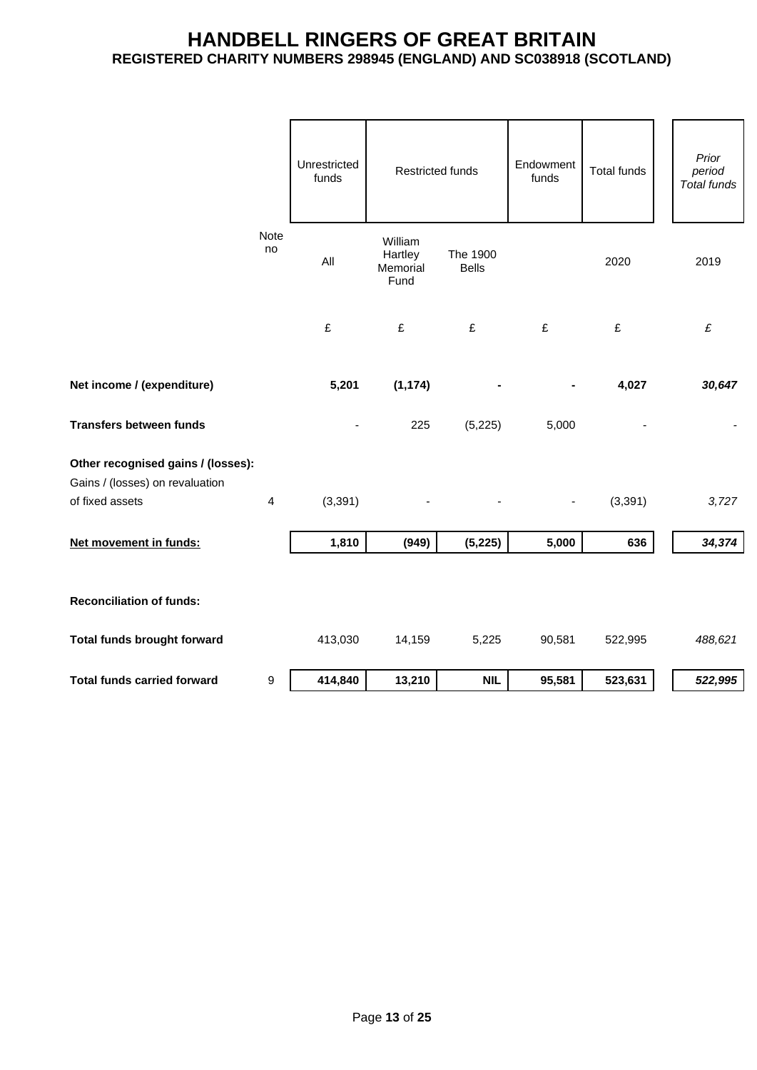# HANDBELL RINGERS OF GREAT BRITAIN

**REGISTERED CHARITY NUMBERS 298945 (ENGLAND) AND SC038918 (SCOTLAND)**

| | Note no | Unrestricted funds | Restricted funds | | Endowment funds | Total funds | *Prior period Total funds* |
|---|---|---|---|---|---|---|---|
| | | All | William Hartley Memorial Fund | The 1900 Bells | | 2020 | 2019 |
| | | £ | £ | £ | £ | £ | *£* |
| **Net income / (expenditure)** | | **5,201** | **(1,174)** | **-** | **-** | **4,027** | ***30,647*** |
| **Transfers between funds** | | - | 225 | (5,225) | 5,000 | - | - |
| **Other recognised gains / (losses):** | | | | | | | |
| Gains / (losses) on revaluation of fixed assets | 4 | (3,391) | - | - | - | (3,391) | *3,727* |
| **Net movement in funds:** | | **1,810** | **(949)** | **(5,225)** | **5,000** | **636** | ***34,374*** |
| **Reconciliation of funds:** | | | | | | | |
| **Total funds brought forward** | | 413,030 | 14,159 | 5,225 | 90,581 | 522,995 | *488,621* |
| **Total funds carried forward** | 9 | **414,840** | **13,210** | **NIL** | **95,581** | **523,631** | ***522,995*** |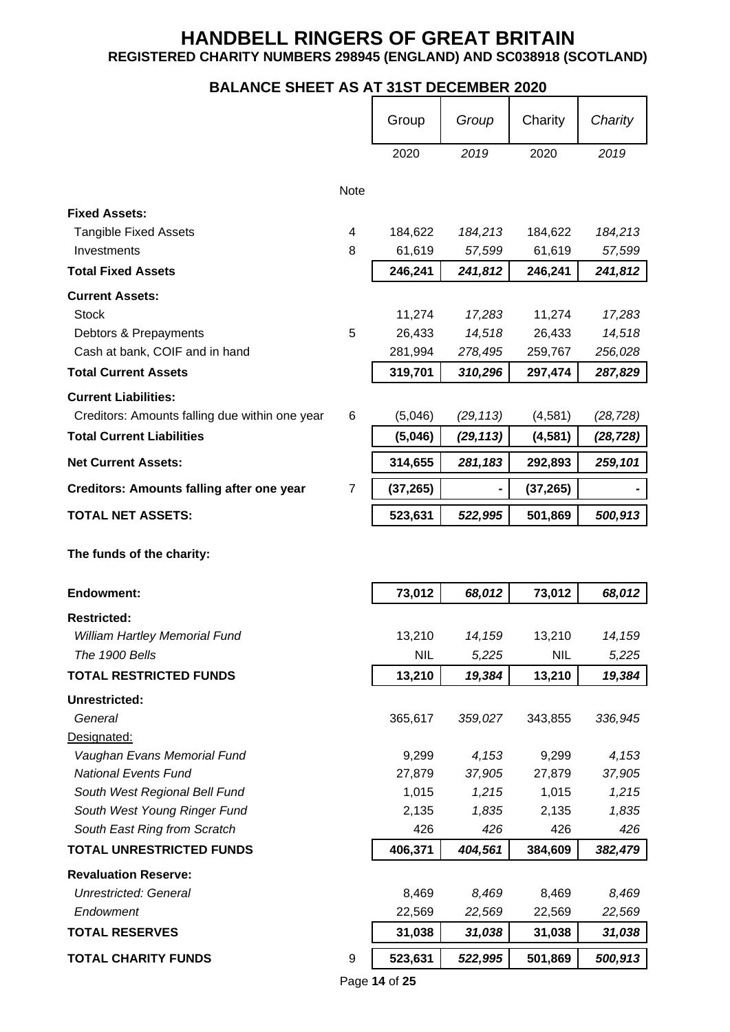# HANDBELL RINGERS OF GREAT BRITAIN

**REGISTERED CHARITY NUMBERS 298945 (ENGLAND) AND SC038918 (SCOTLAND)**

## BALANCE SHEET AS AT 31ST DECEMBER 2020

| | Note | Group 2020 | *Group 2019* | Charity 2020 | *Charity 2019* |
|---|---|---|---|---|---|
| **Fixed Assets:** | | | | | |
| Tangible Fixed Assets | 4 | 184,622 | *184,213* | 184,622 | *184,213* |
| Investments | 8 | 61,619 | *57,599* | 61,619 | *57,599* |
| **Total Fixed Assets** | | **246,241** | ***241,812*** | **246,241** | ***241,812*** |
| **Current Assets:** | | | | | |
| Stock | | 11,274 | *17,283* | 11,274 | *17,283* |
| Debtors & Prepayments | 5 | 26,433 | *14,518* | 26,433 | *14,518* |
| Cash at bank, COIF and in hand | | 281,994 | *278,495* | 259,767 | *256,028* |
| **Total Current Assets** | | **319,701** | ***310,296*** | **297,474** | ***287,829*** |
| **Current Liabilities:** | | | | | |
| Creditors: Amounts falling due within one year | 6 | (5,046) | *(29,113)* | (4,581) | *(28,728)* |
| **Total Current Liabilities** | | **(5,046)** | ***(29,113)*** | **(4,581)** | ***(28,728)*** |
| **Net Current Assets:** | | **314,655** | ***281,183*** | **292,893** | ***259,101*** |
| **Creditors: Amounts falling after one year** | 7 | **(37,265)** | **-** | **(37,265)** | **-** |
| **TOTAL NET ASSETS:** | | **523,631** | ***522,995*** | **501,869** | ***500,913*** |
| **The funds of the charity:** | | | | | |
| **Endowment:** | | **73,012** | ***68,012*** | **73,012** | ***68,012*** |
| **Restricted:** | | | | | |
| *William Hartley Memorial Fund* | | 13,210 | *14,159* | 13,210 | *14,159* |
| *The 1900 Bells* | | NIL | *5,225* | NIL | *5,225* |
| **TOTAL RESTRICTED FUNDS** | | **13,210** | ***19,384*** | **13,210** | ***19,384*** |
| **Unrestricted:** | | | | | |
| *General* | | 365,617 | *359,027* | 343,855 | *336,945* |
| Designated: | | | | | |
| *Vaughan Evans Memorial Fund* | | 9,299 | *4,153* | 9,299 | *4,153* |
| *National Events Fund* | | 27,879 | *37,905* | 27,879 | *37,905* |
| *South West Regional Bell Fund* | | 1,015 | *1,215* | 1,015 | *1,215* |
| *South West Young Ringer Fund* | | 2,135 | *1,835* | 2,135 | *1,835* |
| *South East Ring from Scratch* | | 426 | *426* | 426 | *426* |
| **TOTAL UNRESTRICTED FUNDS** | | **406,371** | ***404,561*** | **384,609** | ***382,479*** |
| **Revaluation Reserve:** | | | | | |
| *Unrestricted: General* | | 8,469 | *8,469* | 8,469 | *8,469* |
| *Endowment* | | 22,569 | *22,569* | 22,569 | *22,569* |
| **TOTAL RESERVES** | | **31,038** | ***31,038*** | **31,038** | ***31,038*** |
| **TOTAL CHARITY FUNDS** | 9 | **523,631** | ***522,995*** | **501,869** | ***500,913*** |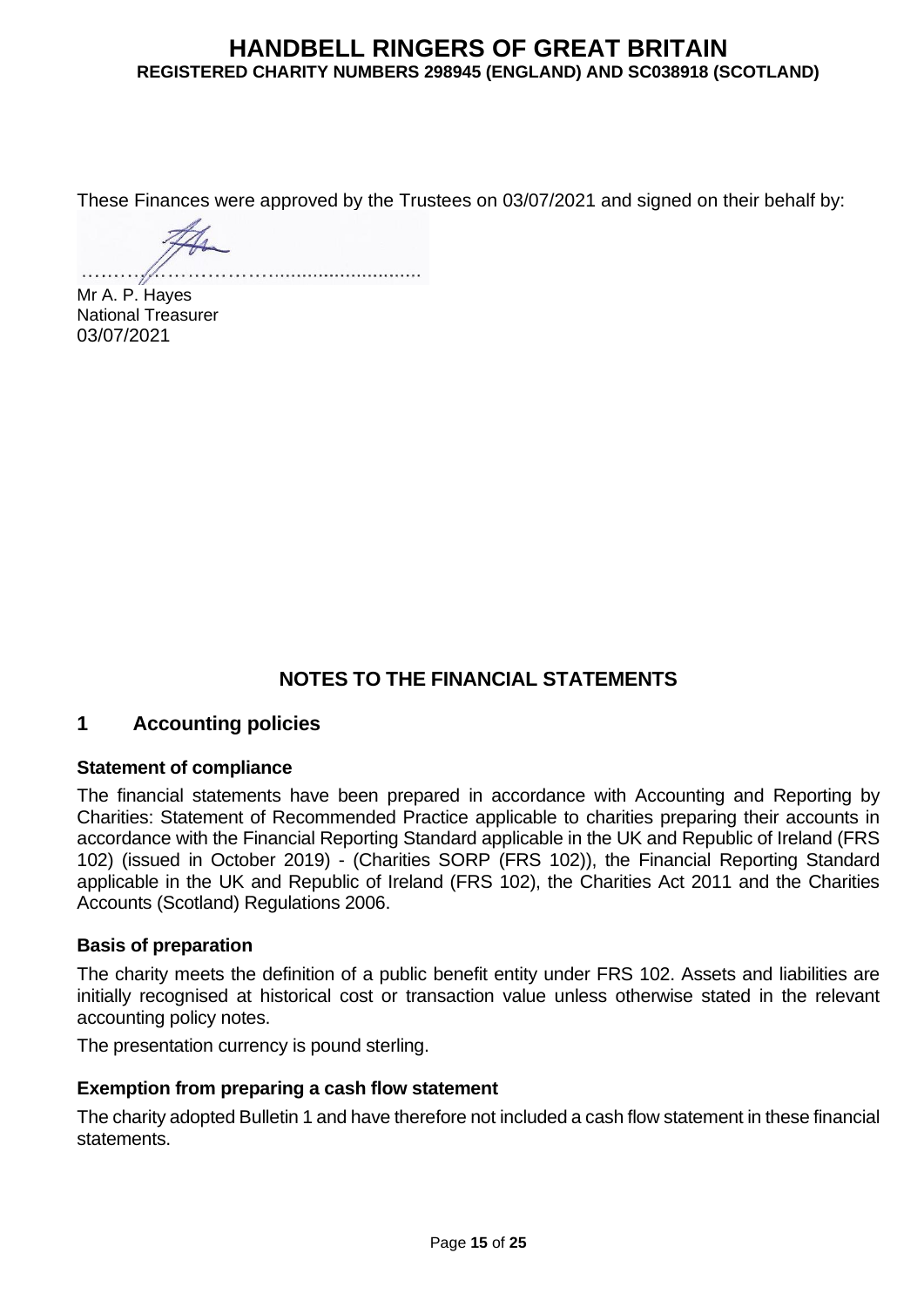These Finances were approved by the Trustees on 03/07/2021 and signed on their behalf by:

…………………………………………………

Mr A. P. Hayes
National Treasurer
03/07/2021

## NOTES TO THE FINANCIAL STATEMENTS

### 1 Accounting policies

#### Statement of compliance

The financial statements have been prepared in accordance with Accounting and Reporting by Charities: Statement of Recommended Practice applicable to charities preparing their accounts in accordance with the Financial Reporting Standard applicable in the UK and Republic of Ireland (FRS 102) (issued in October 2019) - (Charities SORP (FRS 102)), the Financial Reporting Standard applicable in the UK and Republic of Ireland (FRS 102), the Charities Act 2011 and the Charities Accounts (Scotland) Regulations 2006.

#### Basis of preparation

The charity meets the definition of a public benefit entity under FRS 102. Assets and liabilities are initially recognised at historical cost or transaction value unless otherwise stated in the relevant accounting policy notes.

The presentation currency is pound sterling.

#### Exemption from preparing a cash flow statement

The charity adopted Bulletin 1 and have therefore not included a cash flow statement in these financial statements.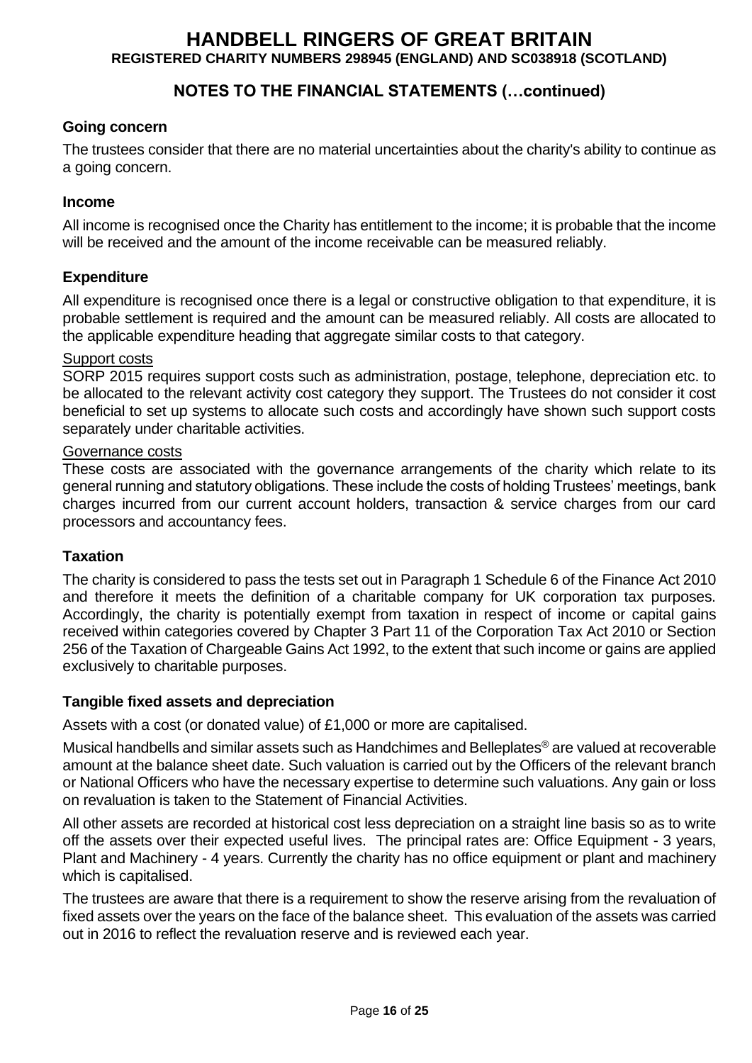## NOTES TO THE FINANCIAL STATEMENTS (…continued)

### Going concern

The trustees consider that there are no material uncertainties about the charity's ability to continue as a going concern.

### Income

All income is recognised once the Charity has entitlement to the income; it is probable that the income will be received and the amount of the income receivable can be measured reliably.

### Expenditure

All expenditure is recognised once there is a legal or constructive obligation to that expenditure, it is probable settlement is required and the amount can be measured reliably. All costs are allocated to the applicable expenditure heading that aggregate similar costs to that category.

Support costs

SORP 2015 requires support costs such as administration, postage, telephone, depreciation etc. to be allocated to the relevant activity cost category they support. The Trustees do not consider it cost beneficial to set up systems to allocate such costs and accordingly have shown such support costs separately under charitable activities.

Governance costs

These costs are associated with the governance arrangements of the charity which relate to its general running and statutory obligations. These include the costs of holding Trustees' meetings, bank charges incurred from our current account holders, transaction & service charges from our card processors and accountancy fees.

### Taxation

The charity is considered to pass the tests set out in Paragraph 1 Schedule 6 of the Finance Act 2010 and therefore it meets the definition of a charitable company for UK corporation tax purposes. Accordingly, the charity is potentially exempt from taxation in respect of income or capital gains received within categories covered by Chapter 3 Part 11 of the Corporation Tax Act 2010 or Section 256 of the Taxation of Chargeable Gains Act 1992, to the extent that such income or gains are applied exclusively to charitable purposes.

### Tangible fixed assets and depreciation

Assets with a cost (or donated value) of £1,000 or more are capitalised.

Musical handbells and similar assets such as Handchimes and Belleplates® are valued at recoverable amount at the balance sheet date. Such valuation is carried out by the Officers of the relevant branch or National Officers who have the necessary expertise to determine such valuations. Any gain or loss on revaluation is taken to the Statement of Financial Activities.

All other assets are recorded at historical cost less depreciation on a straight line basis so as to write off the assets over their expected useful lives. The principal rates are: Office Equipment - 3 years, Plant and Machinery - 4 years. Currently the charity has no office equipment or plant and machinery which is capitalised.

The trustees are aware that there is a requirement to show the reserve arising from the revaluation of fixed assets over the years on the face of the balance sheet. This evaluation of the assets was carried out in 2016 to reflect the revaluation reserve and is reviewed each year.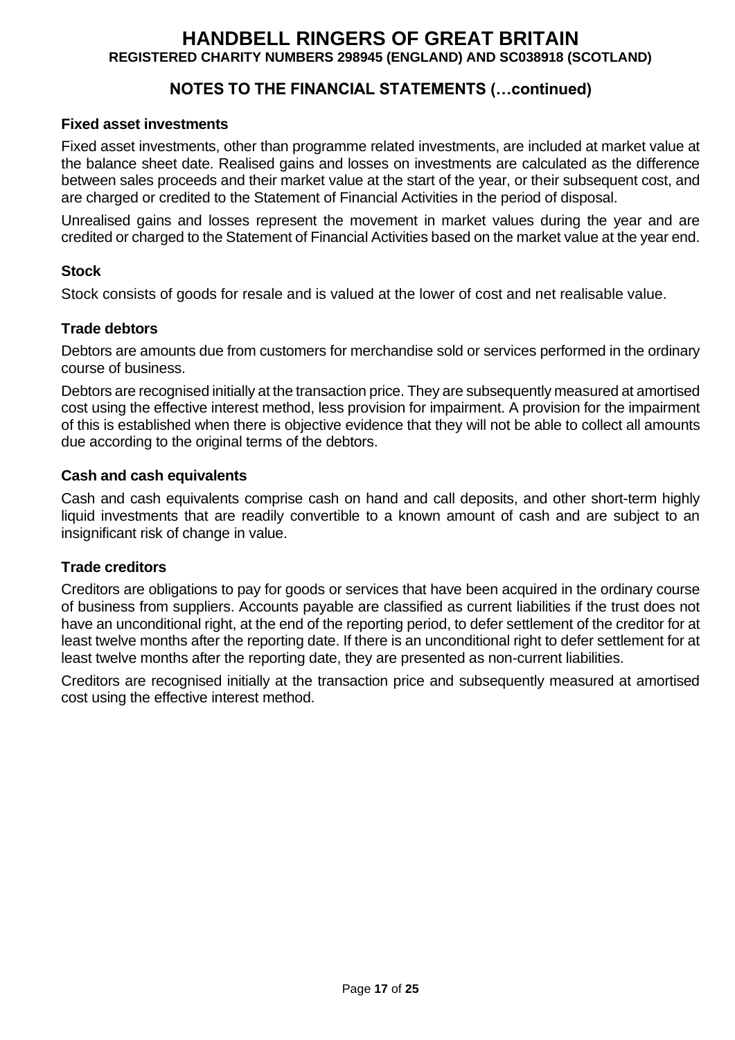## NOTES TO THE FINANCIAL STATEMENTS (…continued)

### Fixed asset investments

Fixed asset investments, other than programme related investments, are included at market value at the balance sheet date. Realised gains and losses on investments are calculated as the difference between sales proceeds and their market value at the start of the year, or their subsequent cost, and are charged or credited to the Statement of Financial Activities in the period of disposal.

Unrealised gains and losses represent the movement in market values during the year and are credited or charged to the Statement of Financial Activities based on the market value at the year end.

### Stock

Stock consists of goods for resale and is valued at the lower of cost and net realisable value.

### Trade debtors

Debtors are amounts due from customers for merchandise sold or services performed in the ordinary course of business.

Debtors are recognised initially at the transaction price. They are subsequently measured at amortised cost using the effective interest method, less provision for impairment. A provision for the impairment of this is established when there is objective evidence that they will not be able to collect all amounts due according to the original terms of the debtors.

### Cash and cash equivalents

Cash and cash equivalents comprise cash on hand and call deposits, and other short-term highly liquid investments that are readily convertible to a known amount of cash and are subject to an insignificant risk of change in value.

### Trade creditors

Creditors are obligations to pay for goods or services that have been acquired in the ordinary course of business from suppliers. Accounts payable are classified as current liabilities if the trust does not have an unconditional right, at the end of the reporting period, to defer settlement of the creditor for at least twelve months after the reporting date. If there is an unconditional right to defer settlement for at least twelve months after the reporting date, they are presented as non-current liabilities.

Creditors are recognised initially at the transaction price and subsequently measured at amortised cost using the effective interest method.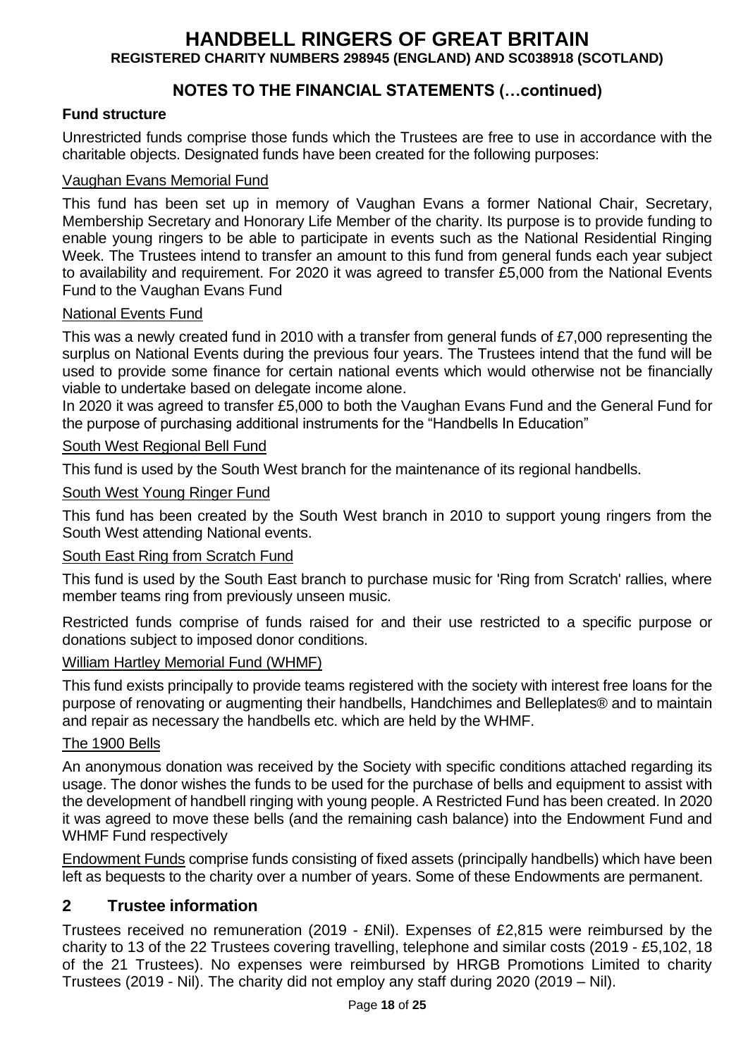## NOTES TO THE FINANCIAL STATEMENTS (…continued)

### Fund structure

Unrestricted funds comprise those funds which the Trustees are free to use in accordance with the charitable objects. Designated funds have been created for the following purposes:

Vaughan Evans Memorial Fund

This fund has been set up in memory of Vaughan Evans a former National Chair, Secretary, Membership Secretary and Honorary Life Member of the charity. Its purpose is to provide funding to enable young ringers to be able to participate in events such as the National Residential Ringing Week. The Trustees intend to transfer an amount to this fund from general funds each year subject to availability and requirement. For 2020 it was agreed to transfer £5,000 from the National Events Fund to the Vaughan Evans Fund

National Events Fund

This was a newly created fund in 2010 with a transfer from general funds of £7,000 representing the surplus on National Events during the previous four years. The Trustees intend that the fund will be used to provide some finance for certain national events which would otherwise not be financially viable to undertake based on delegate income alone.

In 2020 it was agreed to transfer £5,000 to both the Vaughan Evans Fund and the General Fund for the purpose of purchasing additional instruments for the "Handbells In Education"

South West Regional Bell Fund

This fund is used by the South West branch for the maintenance of its regional handbells.

South West Young Ringer Fund

This fund has been created by the South West branch in 2010 to support young ringers from the South West attending National events.

South East Ring from Scratch Fund

This fund is used by the South East branch to purchase music for 'Ring from Scratch' rallies, where member teams ring from previously unseen music.

Restricted funds comprise of funds raised for and their use restricted to a specific purpose or donations subject to imposed donor conditions.

William Hartley Memorial Fund (WHMF)

This fund exists principally to provide teams registered with the society with interest free loans for the purpose of renovating or augmenting their handbells, Handchimes and Belleplates® and to maintain and repair as necessary the handbells etc. which are held by the WHMF.

The 1900 Bells

An anonymous donation was received by the Society with specific conditions attached regarding its usage. The donor wishes the funds to be used for the purchase of bells and equipment to assist with the development of handbell ringing with young people. A Restricted Fund has been created. In 2020 it was agreed to move these bells (and the remaining cash balance) into the Endowment Fund and WHMF Fund respectively

Endowment Funds comprise funds consisting of fixed assets (principally handbells) which have been left as bequests to the charity over a number of years. Some of these Endowments are permanent.

## 2 Trustee information

Trustees received no remuneration (2019 - £Nil). Expenses of £2,815 were reimbursed by the charity to 13 of the 22 Trustees covering travelling, telephone and similar costs (2019 - £5,102, 18 of the 21 Trustees). No expenses were reimbursed by HRGB Promotions Limited to charity Trustees (2019 - Nil). The charity did not employ any staff during 2020 (2019 – Nil).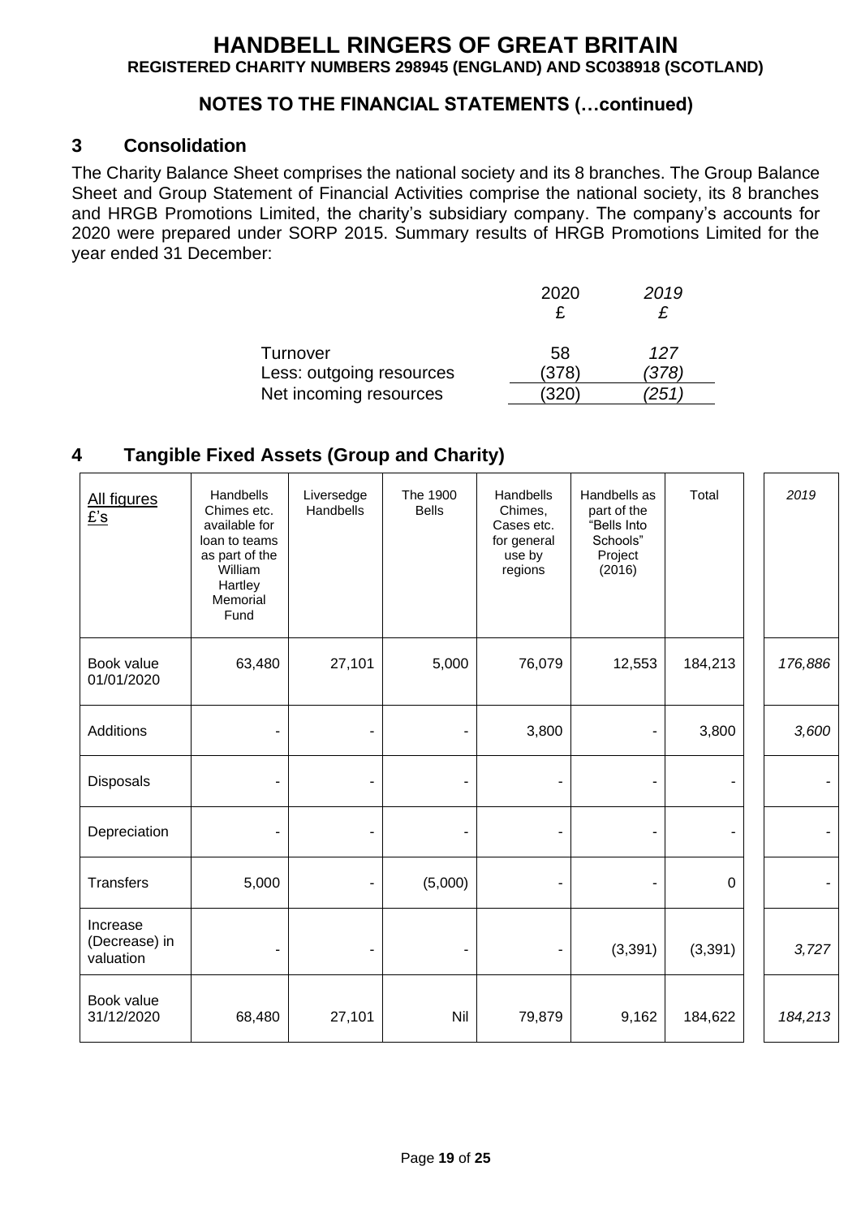# HANDBELL RINGERS OF GREAT BRITAIN

**REGISTERED CHARITY NUMBERS 298945 (ENGLAND) AND SC038918 (SCOTLAND)**

## NOTES TO THE FINANCIAL STATEMENTS (…continued)

### 3 Consolidation

The Charity Balance Sheet comprises the national society and its 8 branches. The Group Balance Sheet and Group Statement of Financial Activities comprise the national society, its 8 branches and HRGB Promotions Limited, the charity's subsidiary company. The company's accounts for 2020 were prepared under SORP 2015. Summary results of HRGB Promotions Limited for the year ended 31 December:

| | 2020<br>£ | *2019*<br>*£* |
|---|---|---|
| Turnover | 58 | *127* |
| Less: outgoing resources | (378) | *(378)* |
| Net incoming resources | (320) | *(251)* |

### 4 Tangible Fixed Assets (Group and Charity)

| All figures £'s | Handbells Chimes etc. available for loan to teams as part of the William Hartley Memorial Fund | Liversedge Handbells | The 1900 Bells | Handbells Chimes, Cases etc. for general use by regions | Handbells as part of the "Bells Into Schools" Project (2016) | Total | *2019* |
|---|---|---|---|---|---|---|---|
| Book value 01/01/2020 | 63,480 | 27,101 | 5,000 | 76,079 | 12,553 | 184,213 | *176,886* |
| Additions | - | - | - | 3,800 | - | 3,800 | *3,600* |
| Disposals | - | - | - | - | - | - | - |
| Depreciation | - | - | - | - | - | - | - |
| Transfers | 5,000 | - | (5,000) | - | - | 0 | - |
| Increase (Decrease) in valuation | - | - | - | - | (3,391) | (3,391) | *3,727* |
| Book value 31/12/2020 | 68,480 | 27,101 | Nil | 79,879 | 9,162 | 184,622 | *184,213* |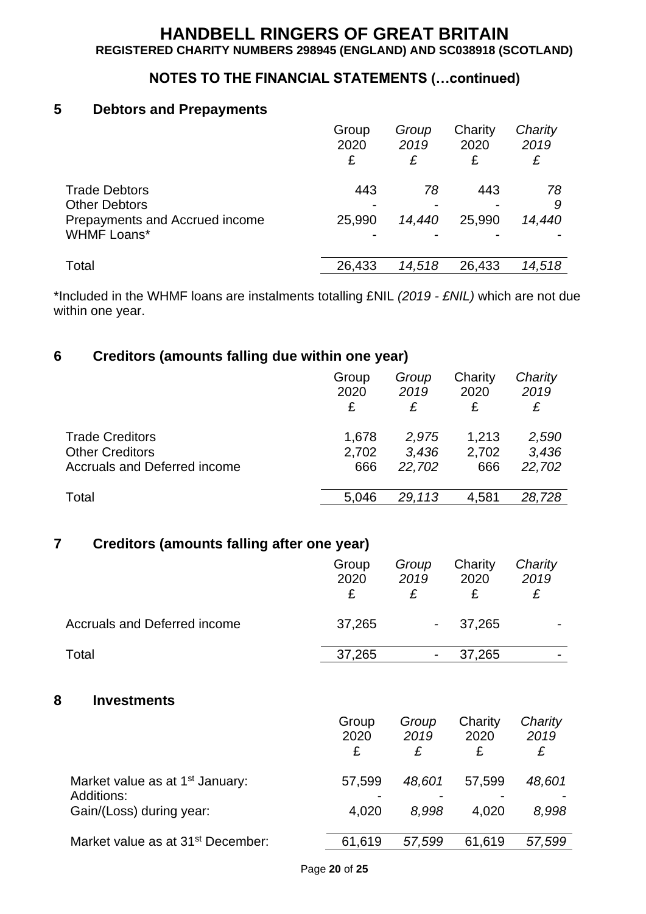# HANDBELL RINGERS OF GREAT BRITAIN

**REGISTERED CHARITY NUMBERS 298945 (ENGLAND) AND SC038918 (SCOTLAND)**

## NOTES TO THE FINANCIAL STATEMENTS (…continued)

### 5 Debtors and Prepayments

| | Group 2020 £ | *Group 2019 £* | Charity 2020 £ | *Charity 2019 £* |
|---|---|---|---|---|
| Trade Debtors | 443 | *78* | 443 | *78* |
| Other Debtors | - | - | - | *9* |
| Prepayments and Accrued income | 25,990 | *14,440* | 25,990 | *14,440* |
| WHMF Loans* | - | - | - | - |
| Total | 26,433 | *14,518* | 26,433 | *14,518* |

*Included in the WHMF loans are instalments totalling £NIL *(2019 - £NIL)* which are not due within one year.

### 6 Creditors (amounts falling due within one year)

| | Group 2020 £ | *Group 2019 £* | Charity 2020 £ | *Charity 2019 £* |
|---|---|---|---|---|
| Trade Creditors | 1,678 | *2,975* | 1,213 | *2,590* |
| Other Creditors | 2,702 | *3,436* | 2,702 | *3,436* |
| Accruals and Deferred income | 666 | *22,702* | 666 | *22,702* |
| Total | 5,046 | *29,113* | 4,581 | *28,728* |

### 7 Creditors (amounts falling after one year)

| | Group 2020 £ | *Group 2019 £* | Charity 2020 £ | *Charity 2019 £* |
|---|---|---|---|---|
| Accruals and Deferred income | 37,265 | - | 37,265 | - |
| Total | 37,265 | - | 37,265 | - |

### 8 Investments

| | Group 2020 £ | *Group 2019 £* | Charity 2020 £ | *Charity 2019 £* |
|---|---|---|---|---|
| Market value as at 1st January: | 57,599 | *48,601* | 57,599 | *48,601* |
| Additions: | - | - | - | - |
| Gain/(Loss) during year: | 4,020 | *8,998* | 4,020 | *8,998* |
| Market value as at 31st December: | 61,619 | *57,599* | 61,619 | *57,599* |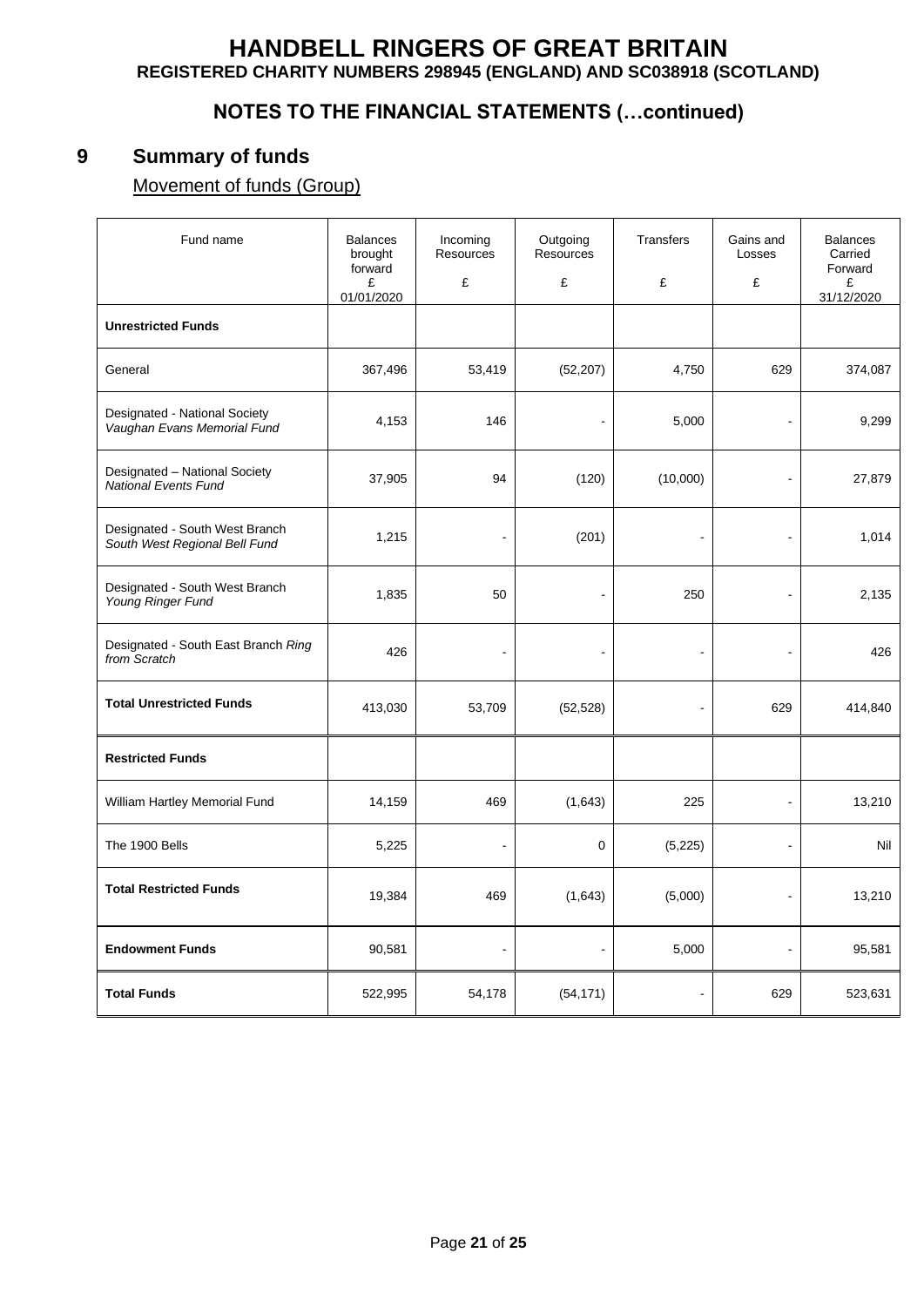# HANDBELL RINGERS OF GREAT BRITAIN

**REGISTERED CHARITY NUMBERS 298945 (ENGLAND) AND SC038918 (SCOTLAND)**

## NOTES TO THE FINANCIAL STATEMENTS (…continued)

## 9 Summary of funds

Movement of funds (Group)

| Fund name | Balances brought forward £ 01/01/2020 | Incoming Resources £ | Outgoing Resources £ | Transfers £ | Gains and Losses £ | Balances Carried Forward £ 31/12/2020 |
|---|---|---|---|---|---|---|
| **Unrestricted Funds** | | | | | | |
| General | 367,496 | 53,419 | (52,207) | 4,750 | 629 | 374,087 |
| Designated - National Society *Vaughan Evans Memorial Fund* | 4,153 | 146 | - | 5,000 | - | 9,299 |
| Designated – National Society *National Events Fund* | 37,905 | 94 | (120) | (10,000) | - | 27,879 |
| Designated - South West Branch *South West Regional Bell Fund* | 1,215 | - | (201) | - | - | 1,014 |
| Designated - South West Branch *Young Ringer Fund* | 1,835 | 50 | - | 250 | - | 2,135 |
| Designated - South East Branch *Ring from Scratch* | 426 | - | - | - | - | 426 |
| **Total Unrestricted Funds** | 413,030 | 53,709 | (52,528) | - | 629 | 414,840 |
| **Restricted Funds** | | | | | | |
| William Hartley Memorial Fund | 14,159 | 469 | (1,643) | 225 | - | 13,210 |
| The 1900 Bells | 5,225 | - | 0 | (5,225) | - | Nil |
| **Total Restricted Funds** | 19,384 | 469 | (1,643) | (5,000) | - | 13,210 |
| **Endowment Funds** | 90,581 | - | - | 5,000 | - | 95,581 |
| **Total Funds** | 522,995 | 54,178 | (54,171) | - | 629 | 523,631 |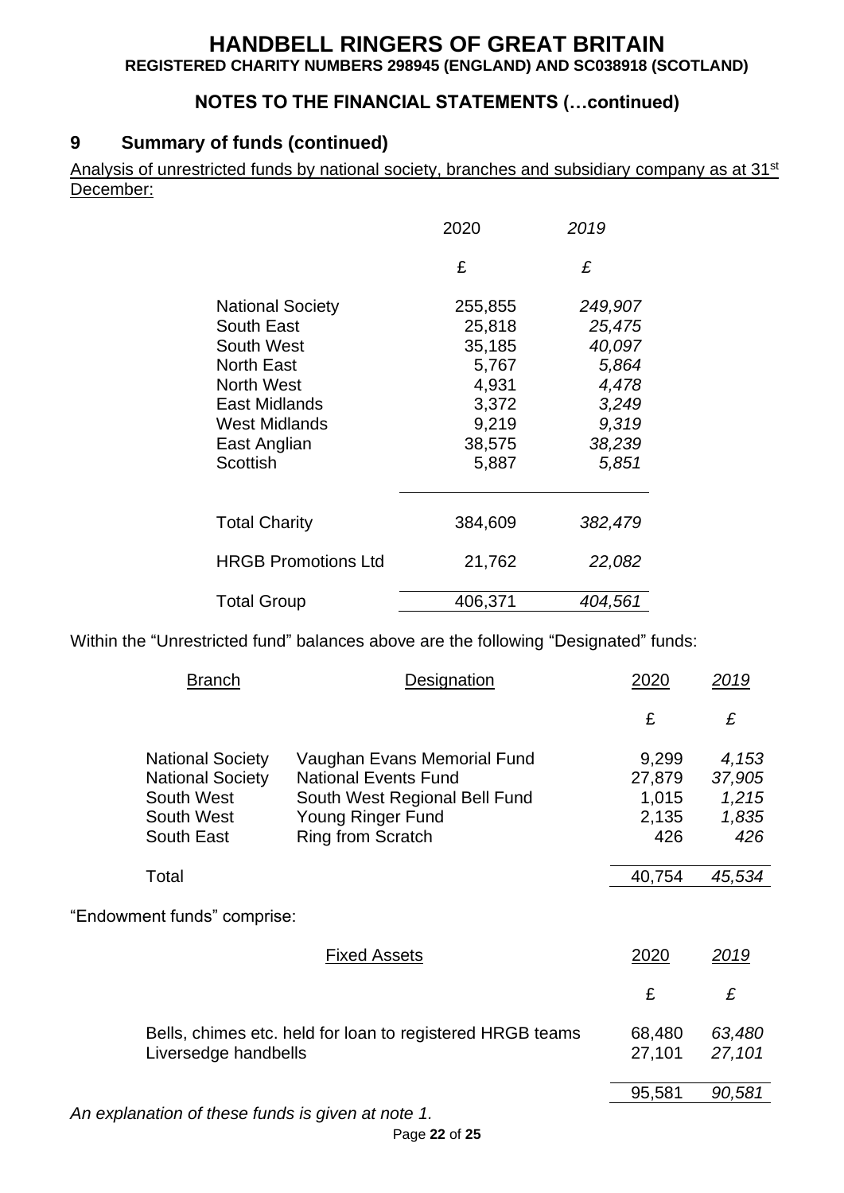# HANDBELL RINGERS OF GREAT BRITAIN

**REGISTERED CHARITY NUMBERS 298945 (ENGLAND) AND SC038918 (SCOTLAND)**

## NOTES TO THE FINANCIAL STATEMENTS (…continued)

## 9 Summary of funds (continued)

Analysis of unrestricted funds by national society, branches and subsidiary company as at 31st December:

| | 2020 | *2019* |
|---|---|---|
| | £ | *£* |
| National Society | 255,855 | *249,907* |
| South East | 25,818 | *25,475* |
| South West | 35,185 | *40,097* |
| North East | 5,767 | *5,864* |
| North West | 4,931 | *4,478* |
| East Midlands | 3,372 | *3,249* |
| West Midlands | 9,219 | *9,319* |
| East Anglian | 38,575 | *38,239* |
| Scottish | 5,887 | *5,851* |
| Total Charity | 384,609 | *382,479* |
| HRGB Promotions Ltd | 21,762 | *22,082* |
| Total Group | 406,371 | *404,561* |

Within the "Unrestricted fund" balances above are the following "Designated" funds:

| Branch | Designation | 2020 | *2019* |
|---|---|---|---|
| | | £ | *£* |
| National Society | Vaughan Evans Memorial Fund | 9,299 | *4,153* |
| National Society | National Events Fund | 27,879 | *37,905* |
| South West | South West Regional Bell Fund | 1,015 | *1,215* |
| South West | Young Ringer Fund | 2,135 | *1,835* |
| South East | Ring from Scratch | 426 | *426* |
| Total | | 40,754 | *45,534* |

"Endowment funds" comprise:

| Fixed Assets | 2020 | *2019* |
|---|---|---|
| | £ | *£* |
| Bells, chimes etc. held for loan to registered HRGB teams | 68,480 | *63,480* |
| Liversedge handbells | 27,101 | *27,101* |
| | 95,581 | *90,581* |

*An explanation of these funds is given at note 1.*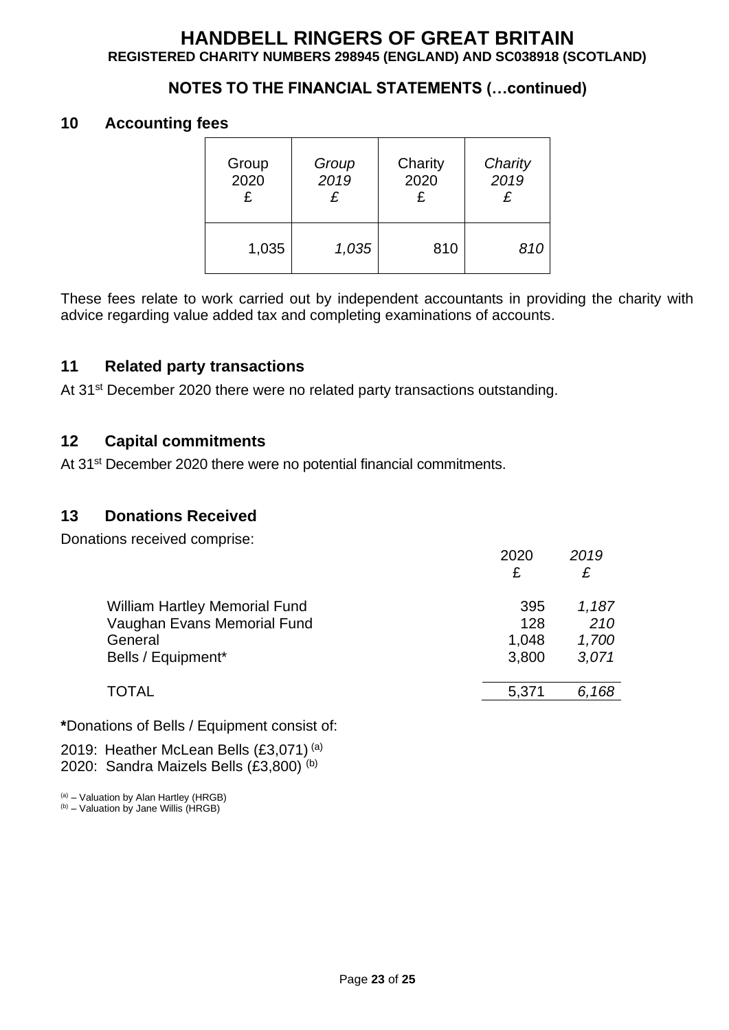# HANDBELL RINGERS OF GREAT BRITAIN

**REGISTERED CHARITY NUMBERS 298945 (ENGLAND) AND SC038918 (SCOTLAND)**

**NOTES TO THE FINANCIAL STATEMENTS (…continued)**

## 10 Accounting fees

| Group 2020 £ | *Group 2019 £* | Charity 2020 £ | *Charity 2019 £* |
|---|---|---|---|
| 1,035 | *1,035* | 810 | *810* |

These fees relate to work carried out by independent accountants in providing the charity with advice regarding value added tax and completing examinations of accounts.

## 11 Related party transactions

At 31st December 2020 there were no related party transactions outstanding.

## 12 Capital commitments

At 31st December 2020 there were no potential financial commitments.

## 13 Donations Received

Donations received comprise:

| | 2020 £ | *2019 £* |
|---|---|---|
| William Hartley Memorial Fund | 395 | *1,187* |
| Vaughan Evans Memorial Fund | 128 | *210* |
| General | 1,048 | *1,700* |
| Bells / Equipment* | 3,800 | *3,071* |
| TOTAL | 5,371 | *6,168* |

***Donations of Bells / Equipment consist of:**

2019: Heather McLean Bells (£3,071) [a]
2020: Sandra Maizels Bells (£3,800) [b]

[a] – Valuation by Alan Hartley (HRGB)
[b] – Valuation by Jane Willis (HRGB)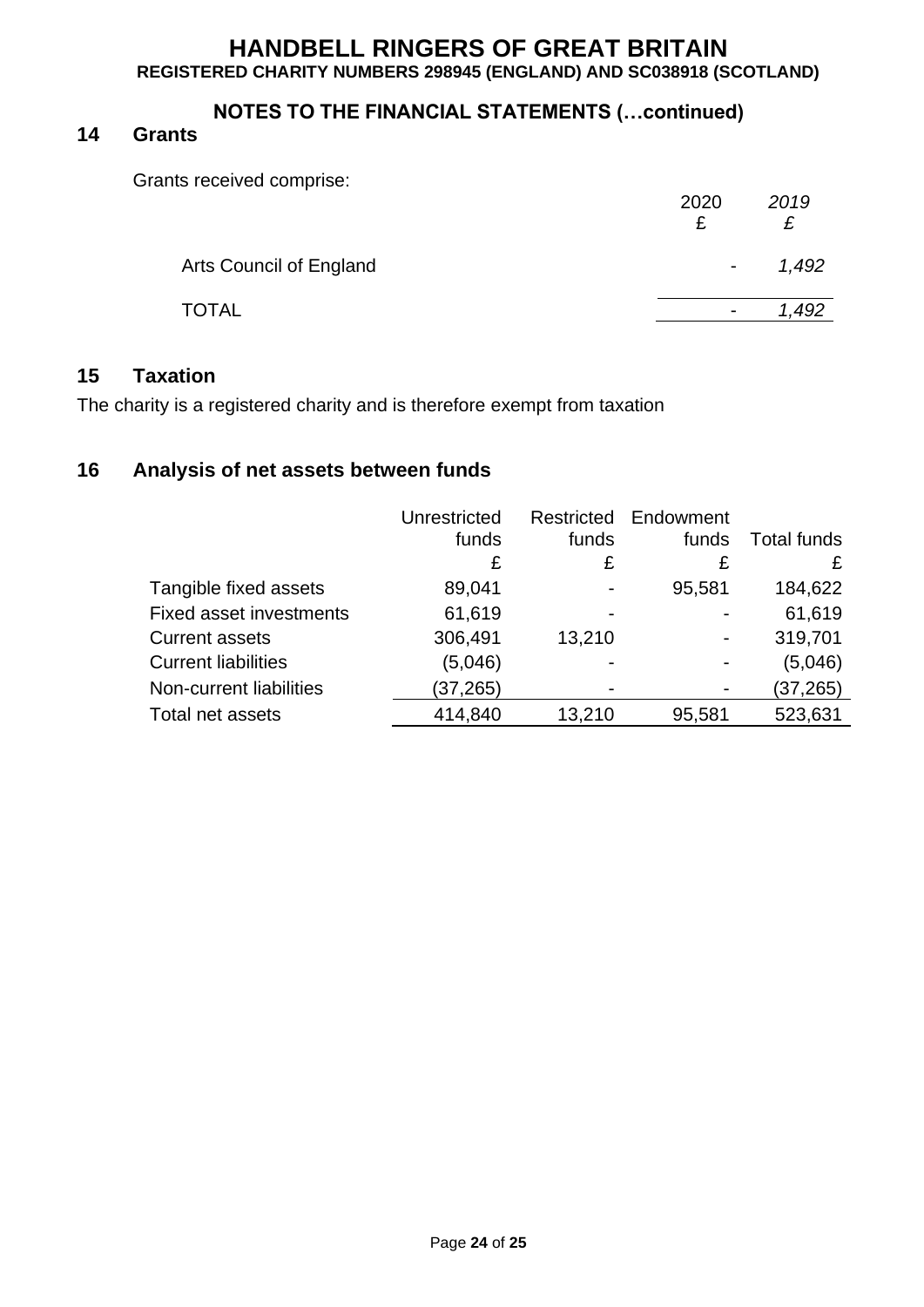# HANDBELL RINGERS OF GREAT BRITAIN

**REGISTERED CHARITY NUMBERS 298945 (ENGLAND) AND SC038918 (SCOTLAND)**

## NOTES TO THE FINANCIAL STATEMENTS (…continued)

### 14 Grants

Grants received comprise:

| | 2020 £ | *2019 £* |
|---|---|---|
| Arts Council of England | - | *1,492* |
| TOTAL | - | *1,492* |

### 15 Taxation

The charity is a registered charity and is therefore exempt from taxation

### 16 Analysis of net assets between funds

| | Unrestricted funds £ | Restricted funds £ | Endowment funds £ | Total funds £ |
|---|---|---|---|---|
| Tangible fixed assets | 89,041 | - | 95,581 | 184,622 |
| Fixed asset investments | 61,619 | - | - | 61,619 |
| Current assets | 306,491 | 13,210 | - | 319,701 |
| Current liabilities | (5,046) | - | - | (5,046) |
| Non-current liabilities | (37,265) | - | - | (37,265) |
| Total net assets | 414,840 | 13,210 | 95,581 | 523,631 |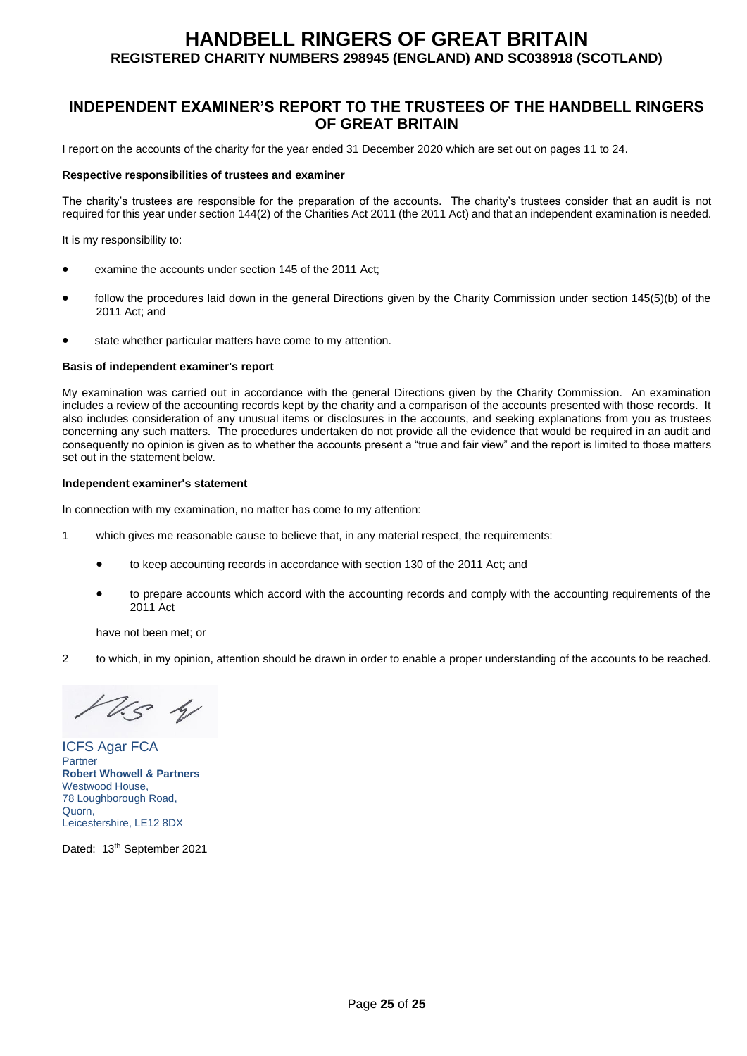# HANDBELL RINGERS OF GREAT BRITAIN

**REGISTERED CHARITY NUMBERS 298945 (ENGLAND) AND SC038918 (SCOTLAND)**

## INDEPENDENT EXAMINER'S REPORT TO THE TRUSTEES OF THE HANDBELL RINGERS OF GREAT BRITAIN

I report on the accounts of the charity for the year ended 31 December 2020 which are set out on pages 11 to 24.

**Respective responsibilities of trustees and examiner**

The charity's trustees are responsible for the preparation of the accounts. The charity's trustees consider that an audit is not required for this year under section 144(2) of the Charities Act 2011 (the 2011 Act) and that an independent examination is needed.

It is my responsibility to:

- examine the accounts under section 145 of the 2011 Act;
- follow the procedures laid down in the general Directions given by the Charity Commission under section 145(5)(b) of the 2011 Act; and
- state whether particular matters have come to my attention.

**Basis of independent examiner's report**

My examination was carried out in accordance with the general Directions given by the Charity Commission. An examination includes a review of the accounting records kept by the charity and a comparison of the accounts presented with those records. It also includes consideration of any unusual items or disclosures in the accounts, and seeking explanations from you as trustees concerning any such matters. The procedures undertaken do not provide all the evidence that would be required in an audit and consequently no opinion is given as to whether the accounts present a "true and fair view" and the report is limited to those matters set out in the statement below.

**Independent examiner's statement**

In connection with my examination, no matter has come to my attention:

1. which gives me reasonable cause to believe that, in any material respect, the requirements:

   - to keep accounting records in accordance with section 130 of the 2011 Act; and
   - to prepare accounts which accord with the accounting records and comply with the accounting requirements of the 2011 Act

   have not been met; or

2. to which, in my opinion, attention should be drawn in order to enable a proper understanding of the accounts to be reached.

ICFS Agar FCA
Partner
**Robert Whowell & Partners**
Westwood House,
78 Loughborough Road,
Quorn,
Leicestershire, LE12 8DX

Dated: 13th September 2021